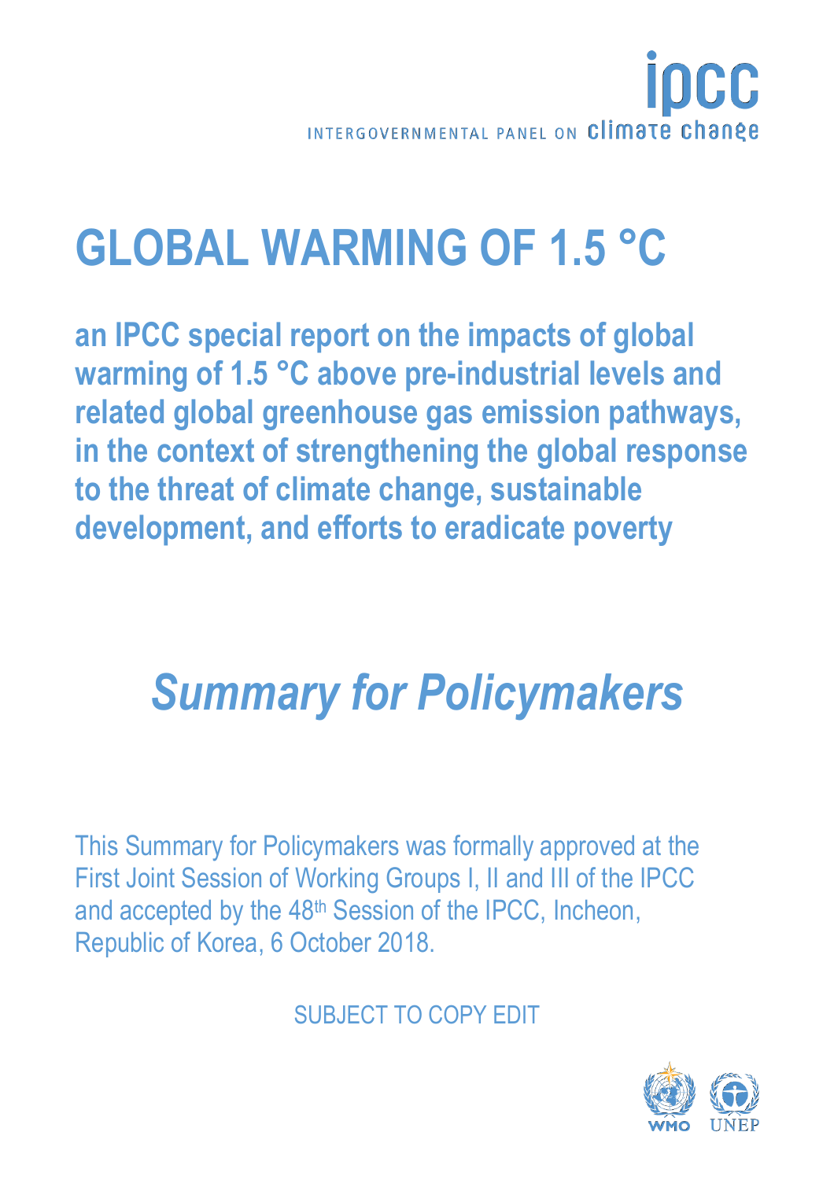INTERGOVERNMENTAL PANEL ON climate change

# GLOBAL WARMING OF 1.5 °C

## an IPCC special report on the impacts of global warming of 1.5 °C above pre-industrial levels and related global greenhouse gas emission pathways, in the context of strengthening the global response to the threat of climate change, sustainable development, and efforts to eradicate poverty

# *Summary for Policymakers*

This Summary for Policymakers was formally approved at the First Joint Session of Working Groups I, II and III of the IPCC and accepted by the 48th Session of the IPCC, Incheon, Republic of Korea, 6 October 2018.

SUBJECT TO COPY EDIT

WMO UNEP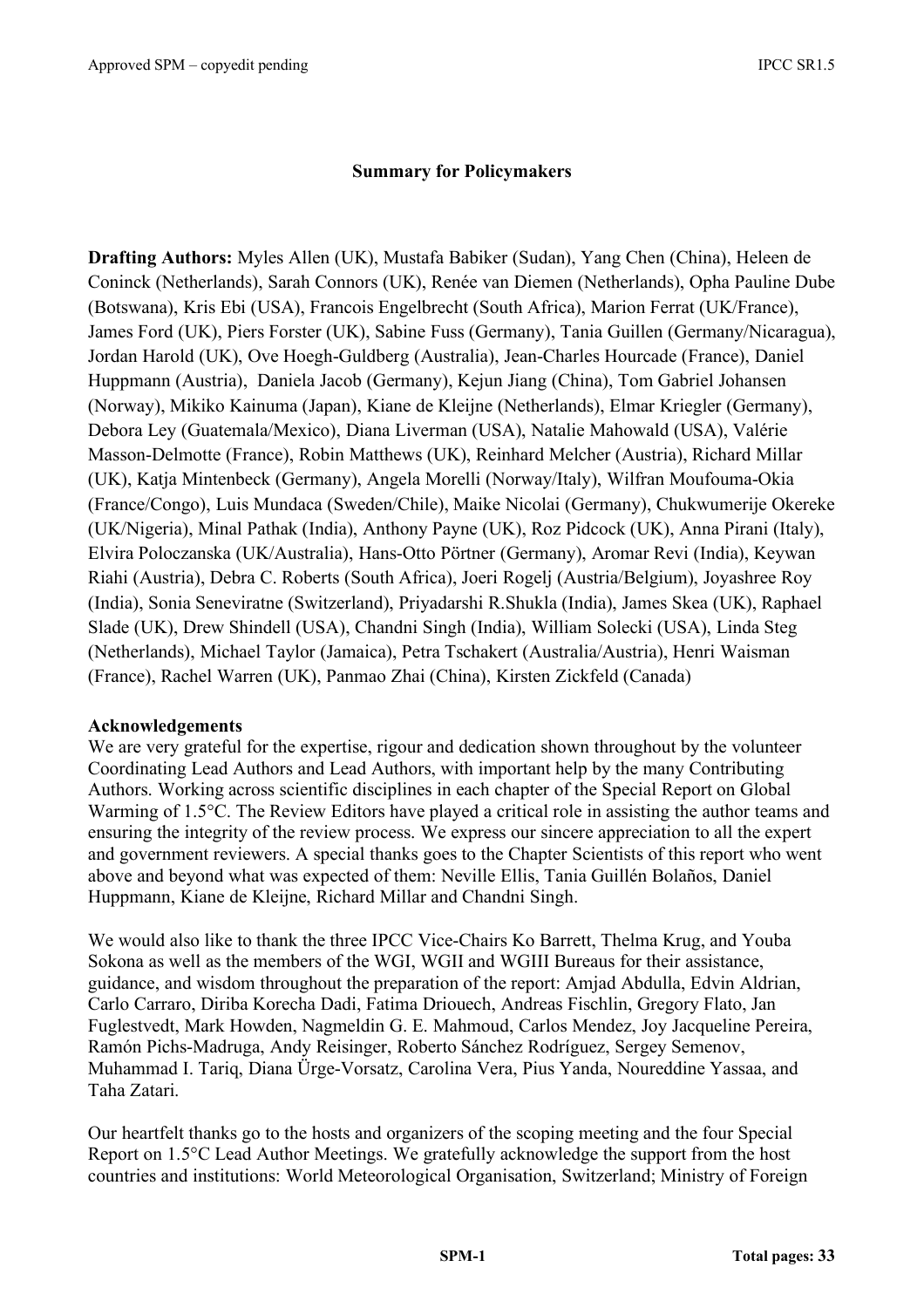# Summary for Policymakers

**Drafting Authors:** Myles Allen (UK), Mustafa Babiker (Sudan), Yang Chen (China), Heleen de Coninck (Netherlands), Sarah Connors (UK), Renée van Diemen (Netherlands), Opha Pauline Dube (Botswana), Kris Ebi (USA), Francois Engelbrecht (South Africa), Marion Ferrat (UK/France), James Ford (UK), Piers Forster (UK), Sabine Fuss (Germany), Tania Guillen (Germany/Nicaragua), Jordan Harold (UK), Ove Hoegh-Guldberg (Australia), Jean-Charles Hourcade (France), Daniel Huppmann (Austria), Daniela Jacob (Germany), Kejun Jiang (China), Tom Gabriel Johansen (Norway), Mikiko Kainuma (Japan), Kiane de Kleijne (Netherlands), Elmar Kriegler (Germany), Debora Ley (Guatemala/Mexico), Diana Liverman (USA), Natalie Mahowald (USA), Valérie Masson-Delmotte (France), Robin Matthews (UK), Reinhard Melcher (Austria), Richard Millar (UK), Katja Mintenbeck (Germany), Angela Morelli (Norway/Italy), Wilfran Moufouma-Okia (France/Congo), Luis Mundaca (Sweden/Chile), Maike Nicolai (Germany), Chukwumerije Okereke (UK/Nigeria), Minal Pathak (India), Anthony Payne (UK), Roz Pidcock (UK), Anna Pirani (Italy), Elvira Poloczanska (UK/Australia), Hans-Otto Pörtner (Germany), Aromar Revi (India), Keywan Riahi (Austria), Debra C. Roberts (South Africa), Joeri Rogelj (Austria/Belgium), Joyashree Roy (India), Sonia Seneviratne (Switzerland), Priyadarshi R.Shukla (India), James Skea (UK), Raphael Slade (UK), Drew Shindell (USA), Chandni Singh (India), William Solecki (USA), Linda Steg (Netherlands), Michael Taylor (Jamaica), Petra Tschakert (Australia/Austria), Henri Waisman (France), Rachel Warren (UK), Panmao Zhai (China), Kirsten Zickfeld (Canada)

**Acknowledgements**

We are very grateful for the expertise, rigour and dedication shown throughout by the volunteer Coordinating Lead Authors and Lead Authors, with important help by the many Contributing Authors. Working across scientific disciplines in each chapter of the Special Report on Global Warming of 1.5°C. The Review Editors have played a critical role in assisting the author teams and ensuring the integrity of the review process. We express our sincere appreciation to all the expert and government reviewers. A special thanks goes to the Chapter Scientists of this report who went above and beyond what was expected of them: Neville Ellis, Tania Guillén Bolaños, Daniel Huppmann, Kiane de Kleijne, Richard Millar and Chandni Singh.

We would also like to thank the three IPCC Vice-Chairs Ko Barrett, Thelma Krug, and Youba Sokona as well as the members of the WGI, WGII and WGIII Bureaus for their assistance, guidance, and wisdom throughout the preparation of the report: Amjad Abdulla, Edvin Aldrian, Carlo Carraro, Diriba Korecha Dadi, Fatima Driouech, Andreas Fischlin, Gregory Flato, Jan Fuglestvedt, Mark Howden, Nagmeldin G. E. Mahmoud, Carlos Mendez, Joy Jacqueline Pereira, Ramón Pichs-Madruga, Andy Reisinger, Roberto Sánchez Rodríguez, Sergey Semenov, Muhammad I. Tariq, Diana Ürge-Vorsatz, Carolina Vera, Pius Yanda, Noureddine Yassaa, and Taha Zatari.

Our heartfelt thanks go to the hosts and organizers of the scoping meeting and the four Special Report on 1.5°C Lead Author Meetings. We gratefully acknowledge the support from the host countries and institutions: World Meteorological Organisation, Switzerland; Ministry of Foreign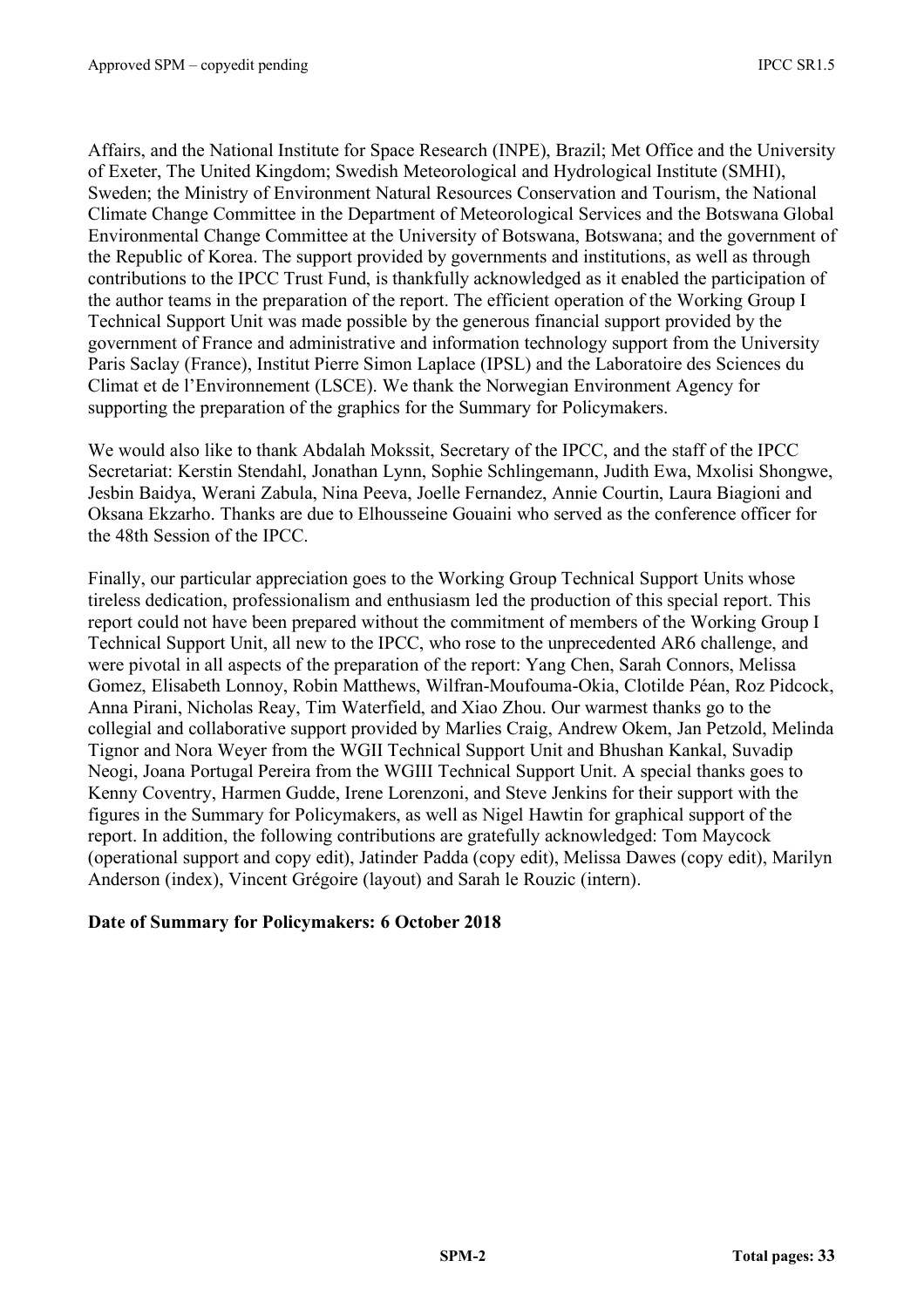Affairs, and the National Institute for Space Research (INPE), Brazil; Met Office and the University of Exeter, The United Kingdom; Swedish Meteorological and Hydrological Institute (SMHI), Sweden; the Ministry of Environment Natural Resources Conservation and Tourism, the National Climate Change Committee in the Department of Meteorological Services and the Botswana Global Environmental Change Committee at the University of Botswana, Botswana; and the government of the Republic of Korea. The support provided by governments and institutions, as well as through contributions to the IPCC Trust Fund, is thankfully acknowledged as it enabled the participation of the author teams in the preparation of the report. The efficient operation of the Working Group I Technical Support Unit was made possible by the generous financial support provided by the government of France and administrative and information technology support from the University Paris Saclay (France), Institut Pierre Simon Laplace (IPSL) and the Laboratoire des Sciences du Climat et de l'Environnement (LSCE). We thank the Norwegian Environment Agency for supporting the preparation of the graphics for the Summary for Policymakers.

We would also like to thank Abdalah Mokssit, Secretary of the IPCC, and the staff of the IPCC Secretariat: Kerstin Stendahl, Jonathan Lynn, Sophie Schlingemann, Judith Ewa, Mxolisi Shongwe, Jesbin Baidya, Werani Zabula, Nina Peeva, Joelle Fernandez, Annie Courtin, Laura Biagioni and Oksana Ekzarho. Thanks are due to Elhousseine Gouaini who served as the conference officer for the 48th Session of the IPCC.

Finally, our particular appreciation goes to the Working Group Technical Support Units whose tireless dedication, professionalism and enthusiasm led the production of this special report. This report could not have been prepared without the commitment of members of the Working Group I Technical Support Unit, all new to the IPCC, who rose to the unprecedented AR6 challenge, and were pivotal in all aspects of the preparation of the report: Yang Chen, Sarah Connors, Melissa Gomez, Elisabeth Lonnoy, Robin Matthews, Wilfran-Moufouma-Okia, Clotilde Péan, Roz Pidcock, Anna Pirani, Nicholas Reay, Tim Waterfield, and Xiao Zhou. Our warmest thanks go to the collegial and collaborative support provided by Marlies Craig, Andrew Okem, Jan Petzold, Melinda Tignor and Nora Weyer from the WGII Technical Support Unit and Bhushan Kankal, Suvadip Neogi, Joana Portugal Pereira from the WGIII Technical Support Unit. A special thanks goes to Kenny Coventry, Harmen Gudde, Irene Lorenzoni, and Steve Jenkins for their support with the figures in the Summary for Policymakers, as well as Nigel Hawtin for graphical support of the report. In addition, the following contributions are gratefully acknowledged: Tom Maycock (operational support and copy edit), Jatinder Padda (copy edit), Melissa Dawes (copy edit), Marilyn Anderson (index), Vincent Grégoire (layout) and Sarah le Rouzic (intern).

**Date of Summary for Policymakers: 6 October 2018**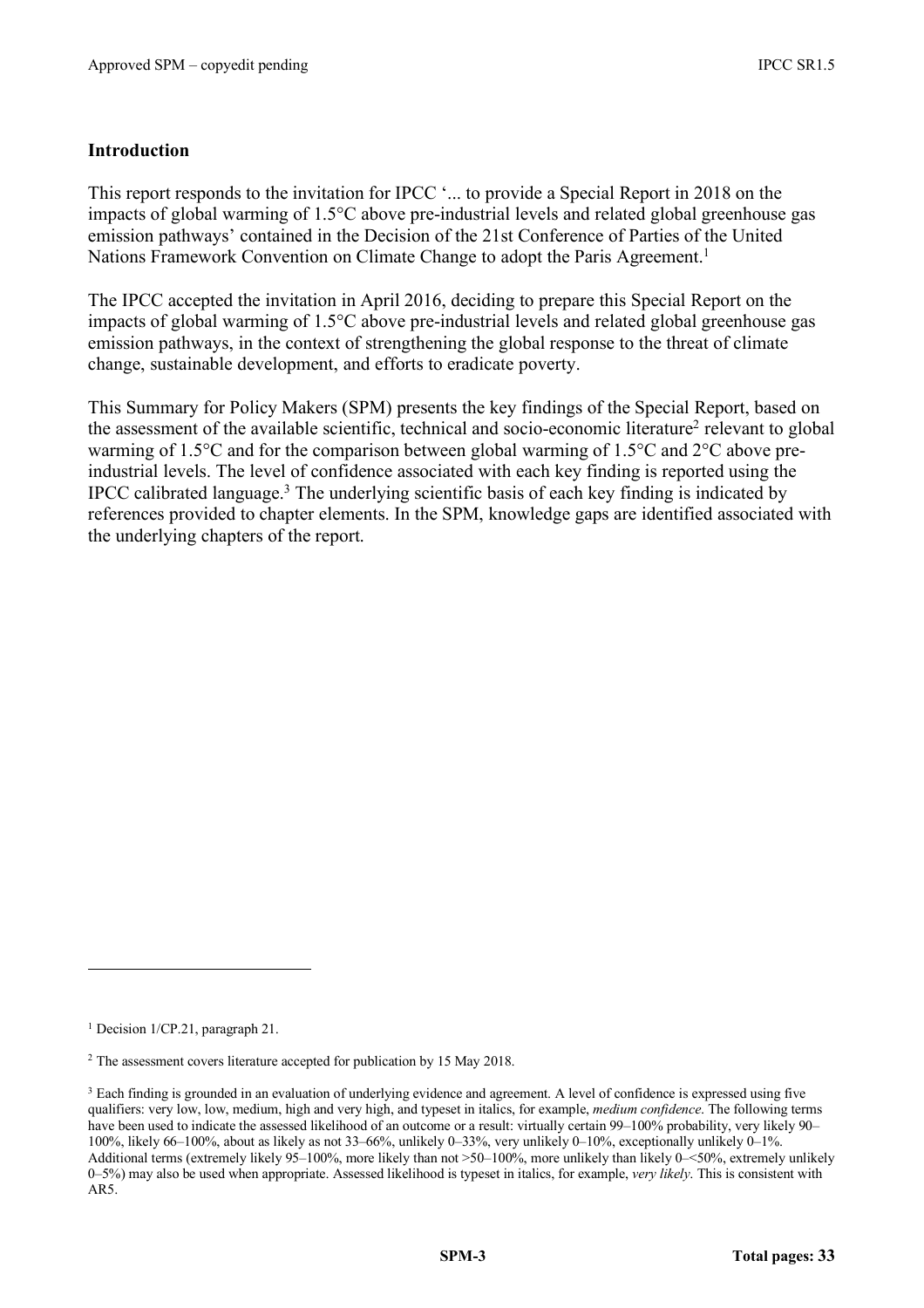## Introduction

This report responds to the invitation for IPCC '... to provide a Special Report in 2018 on the impacts of global warming of 1.5°C above pre-industrial levels and related global greenhouse gas emission pathways' contained in the Decision of the 21st Conference of Parties of the United Nations Framework Convention on Climate Change to adopt the Paris Agreement.[1]

The IPCC accepted the invitation in April 2016, deciding to prepare this Special Report on the impacts of global warming of 1.5°C above pre-industrial levels and related global greenhouse gas emission pathways, in the context of strengthening the global response to the threat of climate change, sustainable development, and efforts to eradicate poverty.

This Summary for Policy Makers (SPM) presents the key findings of the Special Report, based on the assessment of the available scientific, technical and socio-economic literature[2] relevant to global warming of 1.5°C and for the comparison between global warming of 1.5°C and 2°C above pre-industrial levels. The level of confidence associated with each key finding is reported using the IPCC calibrated language.[3] The underlying scientific basis of each key finding is indicated by references provided to chapter elements. In the SPM, knowledge gaps are identified associated with the underlying chapters of the report.

---

[1] Decision 1/CP.21, paragraph 21.

[2] The assessment covers literature accepted for publication by 15 May 2018.

[3] Each finding is grounded in an evaluation of underlying evidence and agreement. A level of confidence is expressed using five qualifiers: very low, low, medium, high and very high, and typeset in italics, for example, *medium confidence*. The following terms have been used to indicate the assessed likelihood of an outcome or a result: virtually certain 99–100% probability, very likely 90–100%, likely 66–100%, about as likely as not 33–66%, unlikely 0–33%, very unlikely 0–10%, exceptionally unlikely 0–1%. Additional terms (extremely likely 95–100%, more likely than not >50–100%, more unlikely than likely 0–<50%, extremely unlikely 0–5%) may also be used when appropriate. Assessed likelihood is typeset in italics, for example, *very likely*. This is consistent with AR5.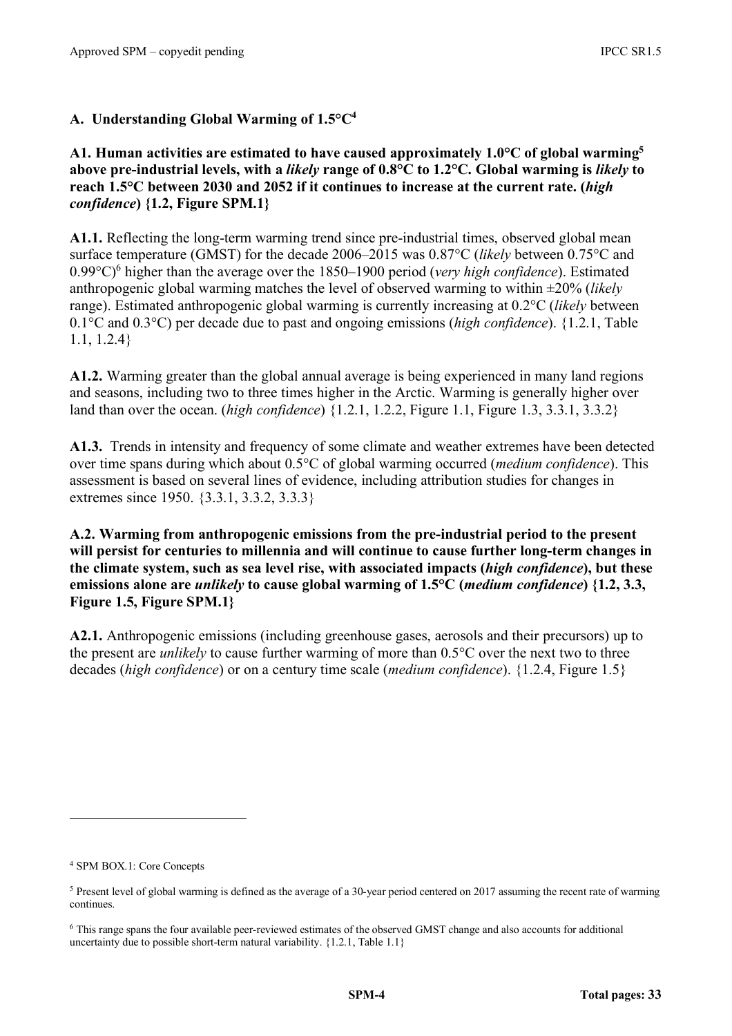## A. Understanding Global Warming of 1.5°C[4]

**A1. Human activities are estimated to have caused approximately 1.0°C of global warming[5] above pre-industrial levels, with a *likely* range of 0.8°C to 1.2°C. Global warming is *likely* to reach 1.5°C between 2030 and 2052 if it continues to increase at the current rate. (*high confidence*) {1.2, Figure SPM.1}**

**A1.1.** Reflecting the long-term warming trend since pre-industrial times, observed global mean surface temperature (GMST) for the decade 2006–2015 was 0.87°C (*likely* between 0.75°C and 0.99°C)[6] higher than the average over the 1850–1900 period (*very high confidence*). Estimated anthropogenic global warming matches the level of observed warming to within ±20% (*likely* range). Estimated anthropogenic global warming is currently increasing at 0.2°C (*likely* between 0.1°C and 0.3°C) per decade due to past and ongoing emissions (*high confidence*). {1.2.1, Table 1.1, 1.2.4}

**A1.2.** Warming greater than the global annual average is being experienced in many land regions and seasons, including two to three times higher in the Arctic. Warming is generally higher over land than over the ocean. (*high confidence*) {1.2.1, 1.2.2, Figure 1.1, Figure 1.3, 3.3.1, 3.3.2}

**A1.3.** Trends in intensity and frequency of some climate and weather extremes have been detected over time spans during which about 0.5°C of global warming occurred (*medium confidence*). This assessment is based on several lines of evidence, including attribution studies for changes in extremes since 1950. {3.3.1, 3.3.2, 3.3.3}

**A.2. Warming from anthropogenic emissions from the pre-industrial period to the present will persist for centuries to millennia and will continue to cause further long-term changes in the climate system, such as sea level rise, with associated impacts (*high confidence*), but these emissions alone are *unlikely* to cause global warming of 1.5°C (*medium confidence*) {1.2, 3.3, Figure 1.5, Figure SPM.1}**

**A2.1.** Anthropogenic emissions (including greenhouse gases, aerosols and their precursors) up to the present are *unlikely* to cause further warming of more than 0.5°C over the next two to three decades (*high confidence*) or on a century time scale (*medium confidence*). {1.2.4, Figure 1.5}

---

[4] SPM BOX.1: Core Concepts

[5] Present level of global warming is defined as the average of a 30-year period centered on 2017 assuming the recent rate of warming continues.

[6] This range spans the four available peer-reviewed estimates of the observed GMST change and also accounts for additional uncertainty due to possible short-term natural variability. {1.2.1, Table 1.1}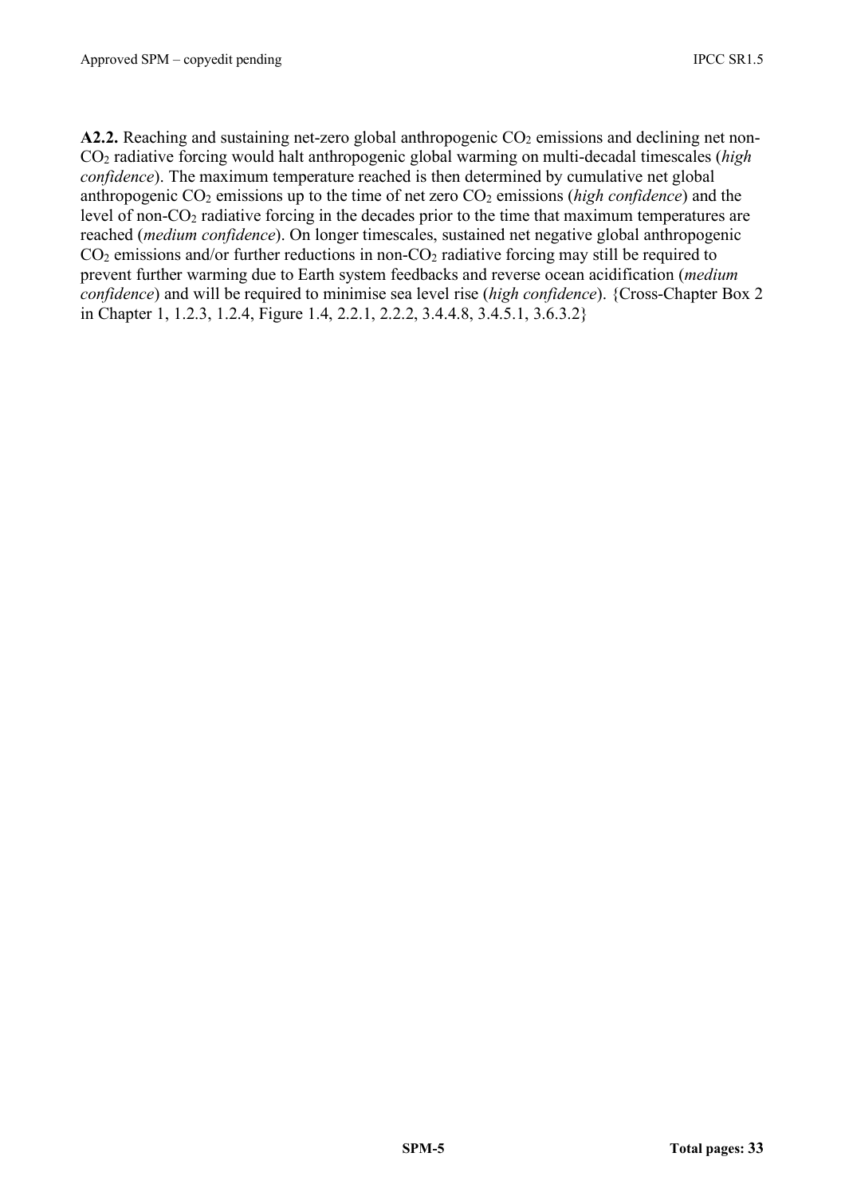**A2.2.** Reaching and sustaining net-zero global anthropogenic $CO_2$ emissions and declining net non-$CO_2$ radiative forcing would halt anthropogenic global warming on multi-decadal timescales (*high confidence*). The maximum temperature reached is then determined by cumulative net global anthropogenic $CO_2$ emissions up to the time of net zero $CO_2$ emissions (*high confidence*) and the level of non-$CO_2$ radiative forcing in the decades prior to the time that maximum temperatures are reached (*medium confidence*). On longer timescales, sustained net negative global anthropogenic $CO_2$ emissions and/or further reductions in non-$CO_2$ radiative forcing may still be required to prevent further warming due to Earth system feedbacks and reverse ocean acidification (*medium confidence*) and will be required to minimise sea level rise (*high confidence*). {Cross-Chapter Box 2 in Chapter 1, 1.2.3, 1.2.4, Figure 1.4, 2.2.1, 2.2.2, 3.4.4.8, 3.4.5.1, 3.6.3.2}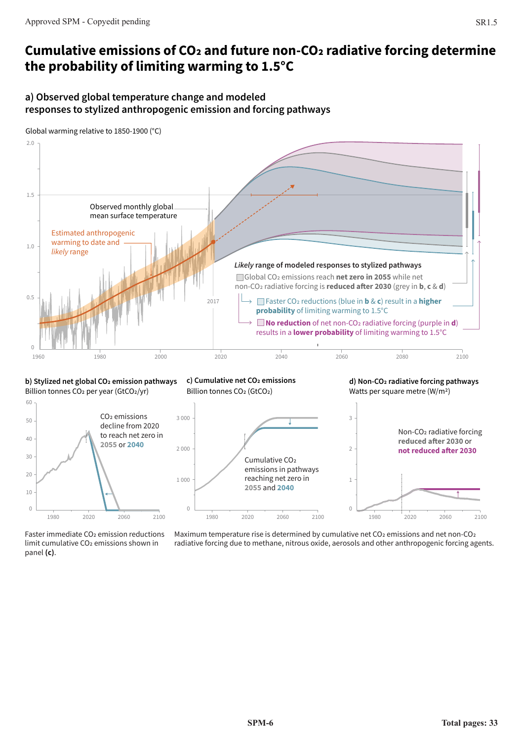# Cumulative emissions of $CO_2$ and future non-$CO_2$ radiative forcing determine the probability of limiting warming to 1.5°C

## a) Observed global temperature change and modeled responses to stylized anthropogenic emission and forcing pathways

Global warming relative to 1850-1900 (°C)

Observed monthly global mean surface temperature

Estimated anthropogenic warming to date and *likely* range

*Likely* range of modeled responses to stylized pathways

Global $CO_2$ emissions reach **net zero in 2055** while net non-$CO_2$ radiative forcing is **reduced after 2030** (grey in **b**, **c** & **d**)

Faster $CO_2$ reductions (blue in **b** & **c**) result in a **higher probability** of limiting warming to 1.5°C

**No reduction** of net non-$CO_2$ radiative forcing (purple in **d**) results in a **lower probability** of limiting warming to 1.5°C

## b) Stylized net global $CO_2$ emission pathways

Billion tonnes $CO_2$ per year ($GtCO_2$/yr)

$CO_2$ emissions decline from 2020 to reach net zero in **2055** or **2040**

Faster immediate $CO_2$ emission reductions limit cumulative $CO_2$ emissions shown in panel **(c)**.

## c) Cumulative net $CO_2$ emissions

Billion tonnes $CO_2$ ($GtCO_2$)

Cumulative $CO_2$ emissions in pathways reaching net zero in **2055** and **2040**

## d) Non-$CO_2$ radiative forcing pathways

Watts per square metre ($W/m^2$)

Non-$CO_2$ radiative forcing **reduced after 2030** or **not reduced after 2030**

Maximum temperature rise is determined by cumulative net $CO_2$ emissions and net non-$CO_2$ radiative forcing due to methane, nitrous oxide, aerosols and other anthropogenic forcing agents.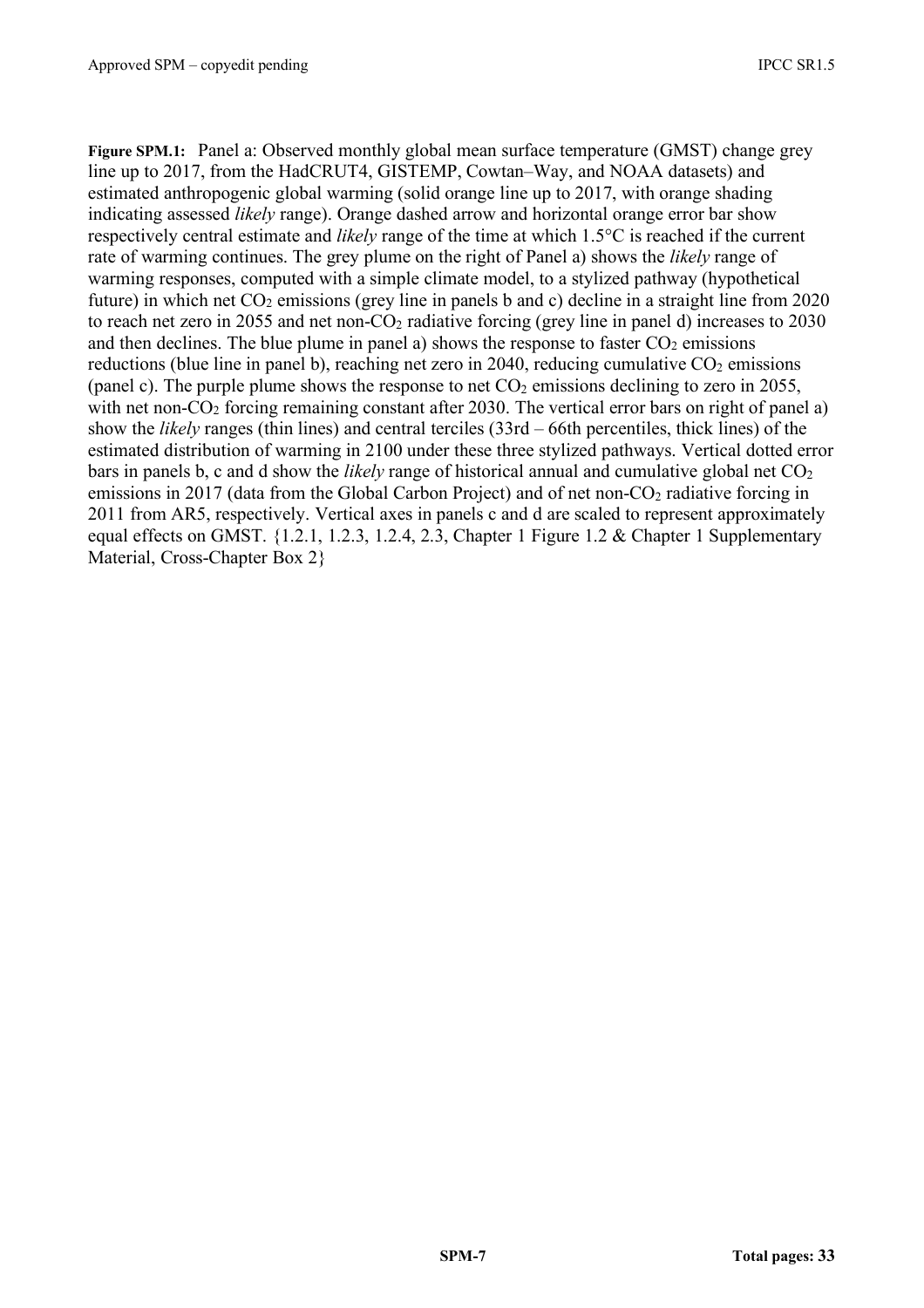**Figure SPM.1:** Panel a: Observed monthly global mean surface temperature (GMST) change grey line up to 2017, from the HadCRUT4, GISTEMP, Cowtan–Way, and NOAA datasets) and estimated anthropogenic global warming (solid orange line up to 2017, with orange shading indicating assessed *likely* range). Orange dashed arrow and horizontal orange error bar show respectively central estimate and *likely* range of the time at which 1.5°C is reached if the current rate of warming continues. The grey plume on the right of Panel a) shows the *likely* range of warming responses, computed with a simple climate model, to a stylized pathway (hypothetical future) in which net $CO_2$ emissions (grey line in panels b and c) decline in a straight line from 2020 to reach net zero in 2055 and net non-$CO_2$ radiative forcing (grey line in panel d) increases to 2030 and then declines. The blue plume in panel a) shows the response to faster $CO_2$ emissions reductions (blue line in panel b), reaching net zero in 2040, reducing cumulative $CO_2$ emissions (panel c). The purple plume shows the response to net $CO_2$ emissions declining to zero in 2055, with net non-$CO_2$ forcing remaining constant after 2030. The vertical error bars on right of panel a) show the *likely* ranges (thin lines) and central terciles (33rd – 66th percentiles, thick lines) of the estimated distribution of warming in 2100 under these three stylized pathways. Vertical dotted error bars in panels b, c and d show the *likely* range of historical annual and cumulative global net $CO_2$ emissions in 2017 (data from the Global Carbon Project) and of net non-$CO_2$ radiative forcing in 2011 from AR5, respectively. Vertical axes in panels c and d are scaled to represent approximately equal effects on GMST. {1.2.1, 1.2.3, 1.2.4, 2.3, Chapter 1 Figure 1.2 & Chapter 1 Supplementary Material, Cross-Chapter Box 2}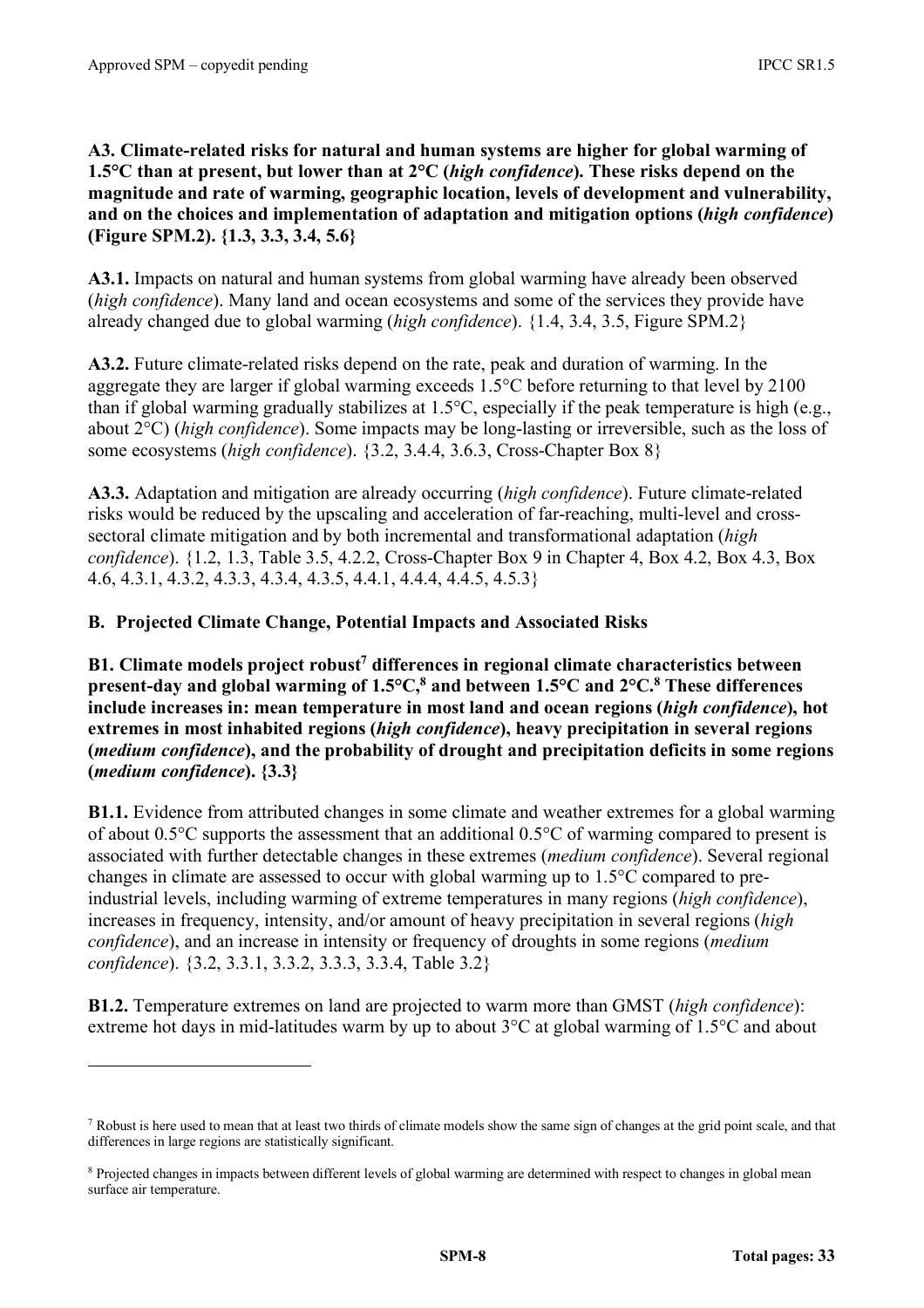**A3. Climate-related risks for natural and human systems are higher for global warming of 1.5°C than at present, but lower than at 2°C (*high confidence*). These risks depend on the magnitude and rate of warming, geographic location, levels of development and vulnerability, and on the choices and implementation of adaptation and mitigation options (*high confidence*) (Figure SPM.2). {1.3, 3.3, 3.4, 5.6}**

**A3.1.** Impacts on natural and human systems from global warming have already been observed (*high confidence*). Many land and ocean ecosystems and some of the services they provide have already changed due to global warming (*high confidence*). {1.4, 3.4, 3.5, Figure SPM.2}

**A3.2.** Future climate-related risks depend on the rate, peak and duration of warming. In the aggregate they are larger if global warming exceeds 1.5°C before returning to that level by 2100 than if global warming gradually stabilizes at 1.5°C, especially if the peak temperature is high (e.g., about 2°C) (*high confidence*). Some impacts may be long-lasting or irreversible, such as the loss of some ecosystems (*high confidence*). {3.2, 3.4.4, 3.6.3, Cross-Chapter Box 8}

**A3.3.** Adaptation and mitigation are already occurring (*high confidence*). Future climate-related risks would be reduced by the upscaling and acceleration of far-reaching, multi-level and cross-sectoral climate mitigation and by both incremental and transformational adaptation (*high confidence*). {1.2, 1.3, Table 3.5, 4.2.2, Cross-Chapter Box 9 in Chapter 4, Box 4.2, Box 4.3, Box 4.6, 4.3.1, 4.3.2, 4.3.3, 4.3.4, 4.3.5, 4.4.1, 4.4.4, 4.4.5, 4.5.3}

## B. Projected Climate Change, Potential Impacts and Associated Risks

**B1. Climate models project robust[7] differences in regional climate characteristics between present-day and global warming of 1.5°C,[8] and between 1.5°C and 2°C.[8] These differences include increases in: mean temperature in most land and ocean regions (*high confidence*), hot extremes in most inhabited regions (*high confidence*), heavy precipitation in several regions (*medium confidence*), and the probability of drought and precipitation deficits in some regions (*medium confidence*). {3.3}**

**B1.1.** Evidence from attributed changes in some climate and weather extremes for a global warming of about 0.5°C supports the assessment that an additional 0.5°C of warming compared to present is associated with further detectable changes in these extremes (*medium confidence*). Several regional changes in climate are assessed to occur with global warming up to 1.5°C compared to pre-industrial levels, including warming of extreme temperatures in many regions (*high confidence*), increases in frequency, intensity, and/or amount of heavy precipitation in several regions (*high confidence*), and an increase in intensity or frequency of droughts in some regions (*medium confidence*). {3.2, 3.3.1, 3.3.2, 3.3.3, 3.3.4, Table 3.2}

**B1.2.** Temperature extremes on land are projected to warm more than GMST (*high confidence*): extreme hot days in mid-latitudes warm by up to about 3°C at global warming of 1.5°C and about

---

[7] Robust is here used to mean that at least two thirds of climate models show the same sign of changes at the grid point scale, and that differences in large regions are statistically significant.

[8] Projected changes in impacts between different levels of global warming are determined with respect to changes in global mean surface air temperature.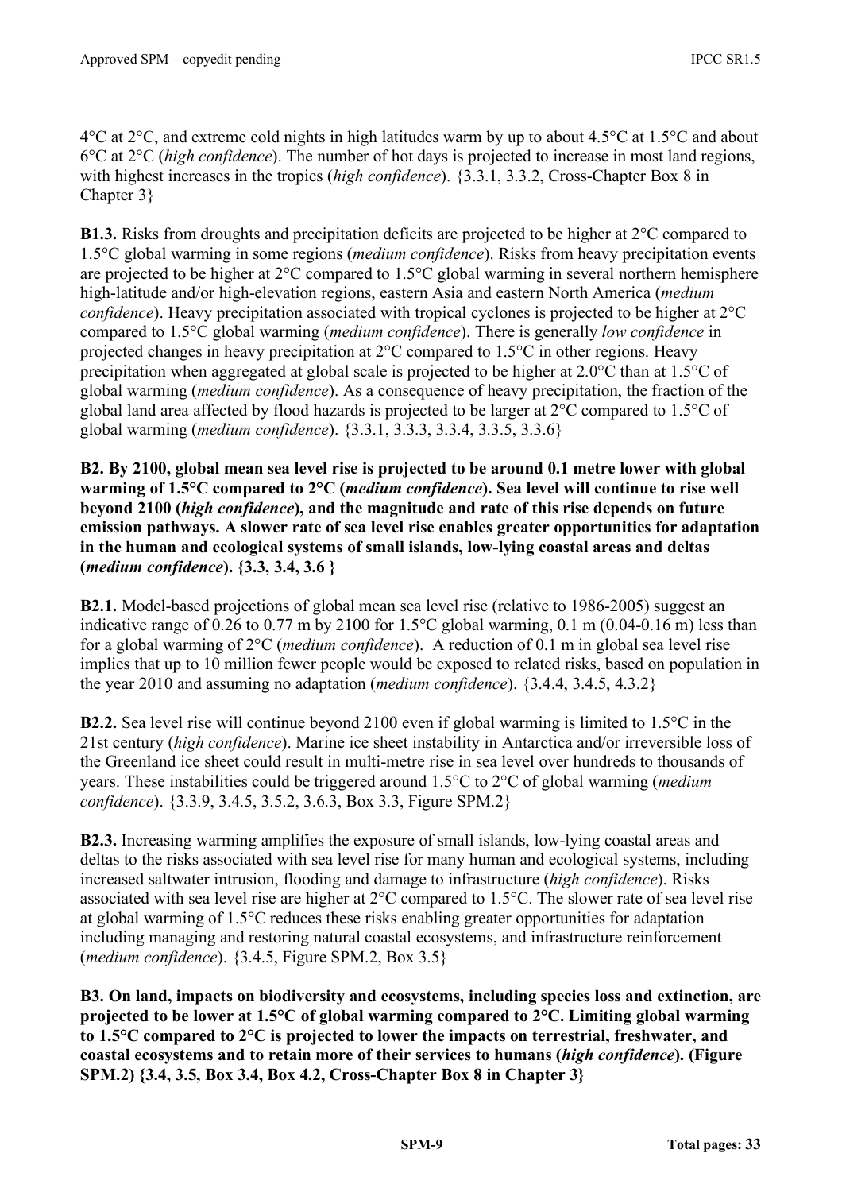4°C at 2°C, and extreme cold nights in high latitudes warm by up to about 4.5°C at 1.5°C and about 6°C at 2°C (*high confidence*). The number of hot days is projected to increase in most land regions, with highest increases in the tropics (*high confidence*). {3.3.1, 3.3.2, Cross-Chapter Box 8 in Chapter 3}

**B1.3.** Risks from droughts and precipitation deficits are projected to be higher at 2°C compared to 1.5°C global warming in some regions (*medium confidence*). Risks from heavy precipitation events are projected to be higher at 2°C compared to 1.5°C global warming in several northern hemisphere high-latitude and/or high-elevation regions, eastern Asia and eastern North America (*medium confidence*). Heavy precipitation associated with tropical cyclones is projected to be higher at 2°C compared to 1.5°C global warming (*medium confidence*). There is generally *low confidence* in projected changes in heavy precipitation at 2°C compared to 1.5°C in other regions. Heavy precipitation when aggregated at global scale is projected to be higher at 2.0°C than at 1.5°C of global warming (*medium confidence*). As a consequence of heavy precipitation, the fraction of the global land area affected by flood hazards is projected to be larger at 2°C compared to 1.5°C of global warming (*medium confidence*). {3.3.1, 3.3.3, 3.3.4, 3.3.5, 3.3.6}

**B2. By 2100, global mean sea level rise is projected to be around 0.1 metre lower with global warming of 1.5°C compared to 2°C (*medium confidence*). Sea level will continue to rise well beyond 2100 (*high confidence*), and the magnitude and rate of this rise depends on future emission pathways. A slower rate of sea level rise enables greater opportunities for adaptation in the human and ecological systems of small islands, low-lying coastal areas and deltas (*medium confidence*). {3.3, 3.4, 3.6 }**

**B2.1.** Model-based projections of global mean sea level rise (relative to 1986-2005) suggest an indicative range of 0.26 to 0.77 m by 2100 for 1.5°C global warming, 0.1 m (0.04-0.16 m) less than for a global warming of 2°C (*medium confidence*). A reduction of 0.1 m in global sea level rise implies that up to 10 million fewer people would be exposed to related risks, based on population in the year 2010 and assuming no adaptation (*medium confidence*). {3.4.4, 3.4.5, 4.3.2}

**B2.2.** Sea level rise will continue beyond 2100 even if global warming is limited to 1.5°C in the 21st century (*high confidence*). Marine ice sheet instability in Antarctica and/or irreversible loss of the Greenland ice sheet could result in multi-metre rise in sea level over hundreds to thousands of years. These instabilities could be triggered around 1.5°C to 2°C of global warming (*medium confidence*). {3.3.9, 3.4.5, 3.5.2, 3.6.3, Box 3.3, Figure SPM.2}

**B2.3.** Increasing warming amplifies the exposure of small islands, low-lying coastal areas and deltas to the risks associated with sea level rise for many human and ecological systems, including increased saltwater intrusion, flooding and damage to infrastructure (*high confidence*). Risks associated with sea level rise are higher at 2°C compared to 1.5°C. The slower rate of sea level rise at global warming of 1.5°C reduces these risks enabling greater opportunities for adaptation including managing and restoring natural coastal ecosystems, and infrastructure reinforcement (*medium confidence*). {3.4.5, Figure SPM.2, Box 3.5}

**B3. On land, impacts on biodiversity and ecosystems, including species loss and extinction, are projected to be lower at 1.5°C of global warming compared to 2°C. Limiting global warming to 1.5°C compared to 2°C is projected to lower the impacts on terrestrial, freshwater, and coastal ecosystems and to retain more of their services to humans (*high confidence*). (Figure SPM.2) {3.4, 3.5, Box 3.4, Box 4.2, Cross-Chapter Box 8 in Chapter 3}**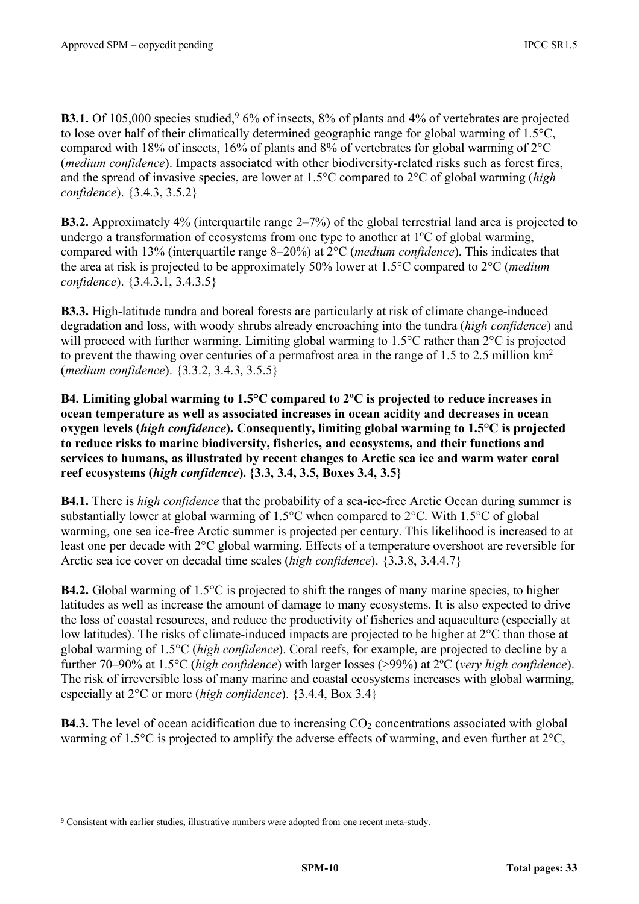**B3.1.** Of 105,000 species studied,[9] 6% of insects, 8% of plants and 4% of vertebrates are projected to lose over half of their climatically determined geographic range for global warming of 1.5°C, compared with 18% of insects, 16% of plants and 8% of vertebrates for global warming of 2°C (*medium confidence*). Impacts associated with other biodiversity-related risks such as forest fires, and the spread of invasive species, are lower at 1.5°C compared to 2°C of global warming (*high confidence*). {3.4.3, 3.5.2}

**B3.2.** Approximately 4% (interquartile range 2–7%) of the global terrestrial land area is projected to undergo a transformation of ecosystems from one type to another at 1ºC of global warming, compared with 13% (interquartile range 8–20%) at 2°C (*medium confidence*). This indicates that the area at risk is projected to be approximately 50% lower at 1.5°C compared to 2°C (*medium confidence*). {3.4.3.1, 3.4.3.5}

**B3.3.** High-latitude tundra and boreal forests are particularly at risk of climate change-induced degradation and loss, with woody shrubs already encroaching into the tundra (*high confidence*) and will proceed with further warming. Limiting global warming to 1.5°C rather than 2°C is projected to prevent the thawing over centuries of a permafrost area in the range of 1.5 to 2.5 million km$^2$ (*medium confidence*). {3.3.2, 3.4.3, 3.5.5}

**B4. Limiting global warming to 1.5°C compared to 2ºC is projected to reduce increases in ocean temperature as well as associated increases in ocean acidity and decreases in ocean oxygen levels (*high confidence*). Consequently, limiting global warming to 1.5°C is projected to reduce risks to marine biodiversity, fisheries, and ecosystems, and their functions and services to humans, as illustrated by recent changes to Arctic sea ice and warm water coral reef ecosystems (*high confidence*). {3.3, 3.4, 3.5, Boxes 3.4, 3.5}**

**B4.1.** There is *high confidence* that the probability of a sea-ice-free Arctic Ocean during summer is substantially lower at global warming of 1.5°C when compared to 2°C. With 1.5°C of global warming, one sea ice-free Arctic summer is projected per century. This likelihood is increased to at least one per decade with 2°C global warming. Effects of a temperature overshoot are reversible for Arctic sea ice cover on decadal time scales (*high confidence*). {3.3.8, 3.4.4.7}

**B4.2.** Global warming of 1.5°C is projected to shift the ranges of many marine species, to higher latitudes as well as increase the amount of damage to many ecosystems. It is also expected to drive the loss of coastal resources, and reduce the productivity of fisheries and aquaculture (especially at low latitudes). The risks of climate-induced impacts are projected to be higher at 2°C than those at global warming of 1.5°C (*high confidence*). Coral reefs, for example, are projected to decline by a further 70–90% at 1.5°C (*high confidence*) with larger losses (>99%) at 2ºC (*very high confidence*). The risk of irreversible loss of many marine and coastal ecosystems increases with global warming, especially at 2°C or more (*high confidence*). {3.4.4, Box 3.4}

**B4.3.** The level of ocean acidification due to increasing $CO_2$ concentrations associated with global warming of 1.5°C is projected to amplify the adverse effects of warming, and even further at 2°C,

---

[9] Consistent with earlier studies, illustrative numbers were adopted from one recent meta-study.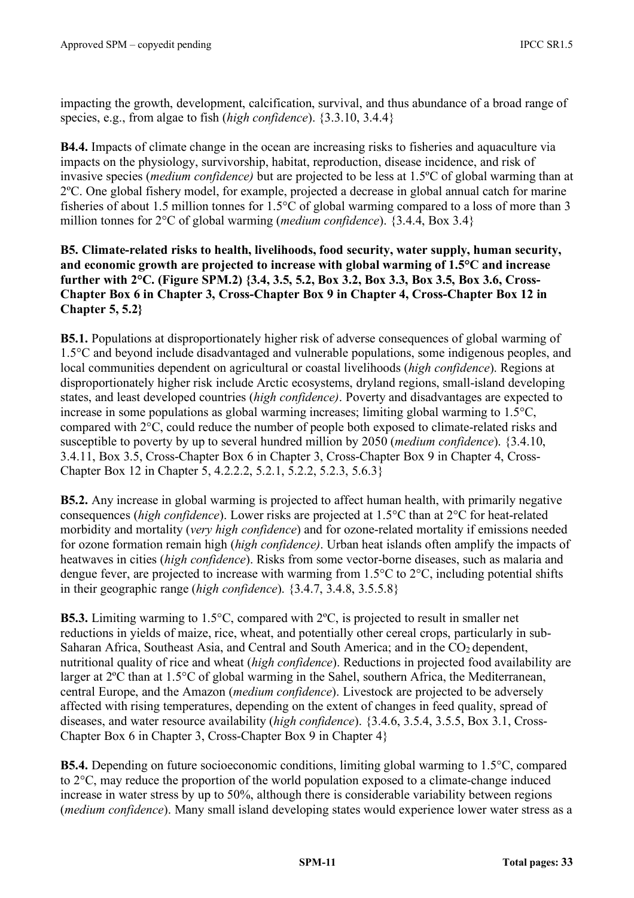impacting the growth, development, calcification, survival, and thus abundance of a broad range of species, e.g., from algae to fish (*high confidence*). {3.3.10, 3.4.4}

**B4.4.** Impacts of climate change in the ocean are increasing risks to fisheries and aquaculture via impacts on the physiology, survivorship, habitat, reproduction, disease incidence, and risk of invasive species (*medium confidence)* but are projected to be less at 1.5ºC of global warming than at 2ºC. One global fishery model, for example, projected a decrease in global annual catch for marine fisheries of about 1.5 million tonnes for 1.5°C of global warming compared to a loss of more than 3 million tonnes for 2°C of global warming (*medium confidence*). {3.4.4, Box 3.4}

**B5. Climate-related risks to health, livelihoods, food security, water supply, human security, and economic growth are projected to increase with global warming of 1.5°C and increase further with 2°C. (Figure SPM.2) {3.4, 3.5, 5.2, Box 3.2, Box 3.3, Box 3.5, Box 3.6, Cross-Chapter Box 6 in Chapter 3, Cross-Chapter Box 9 in Chapter 4, Cross-Chapter Box 12 in Chapter 5, 5.2}**

**B5.1.** Populations at disproportionately higher risk of adverse consequences of global warming of 1.5°C and beyond include disadvantaged and vulnerable populations, some indigenous peoples, and local communities dependent on agricultural or coastal livelihoods (*high confidence*). Regions at disproportionately higher risk include Arctic ecosystems, dryland regions, small-island developing states, and least developed countries (*high confidence)*. Poverty and disadvantages are expected to increase in some populations as global warming increases; limiting global warming to 1.5°C, compared with 2°C, could reduce the number of people both exposed to climate-related risks and susceptible to poverty by up to several hundred million by 2050 (*medium confidence*). {3.4.10, 3.4.11, Box 3.5, Cross-Chapter Box 6 in Chapter 3, Cross-Chapter Box 9 in Chapter 4, Cross-Chapter Box 12 in Chapter 5, 4.2.2.2, 5.2.1, 5.2.2, 5.2.3, 5.6.3}

**B5.2.** Any increase in global warming is projected to affect human health, with primarily negative consequences (*high confidence*). Lower risks are projected at 1.5°C than at 2°C for heat-related morbidity and mortality (*very high confidence*) and for ozone-related mortality if emissions needed for ozone formation remain high (*high confidence)*. Urban heat islands often amplify the impacts of heatwaves in cities (*high confidence*). Risks from some vector-borne diseases, such as malaria and dengue fever, are projected to increase with warming from 1.5°C to 2°C, including potential shifts in their geographic range (*high confidence*). {3.4.7, 3.4.8, 3.5.5.8}

**B5.3.** Limiting warming to 1.5°C, compared with 2ºC, is projected to result in smaller net reductions in yields of maize, rice, wheat, and potentially other cereal crops, particularly in sub-Saharan Africa, Southeast Asia, and Central and South America; and in the $CO_2$ dependent, nutritional quality of rice and wheat (*high confidence*). Reductions in projected food availability are larger at 2ºC than at 1.5°C of global warming in the Sahel, southern Africa, the Mediterranean, central Europe, and the Amazon (*medium confidence*). Livestock are projected to be adversely affected with rising temperatures, depending on the extent of changes in feed quality, spread of diseases, and water resource availability (*high confidence*). {3.4.6, 3.5.4, 3.5.5, Box 3.1, Cross-Chapter Box 6 in Chapter 3, Cross-Chapter Box 9 in Chapter 4}

**B5.4.** Depending on future socioeconomic conditions, limiting global warming to 1.5°C, compared to 2°C, may reduce the proportion of the world population exposed to a climate-change induced increase in water stress by up to 50%, although there is considerable variability between regions (*medium confidence*). Many small island developing states would experience lower water stress as a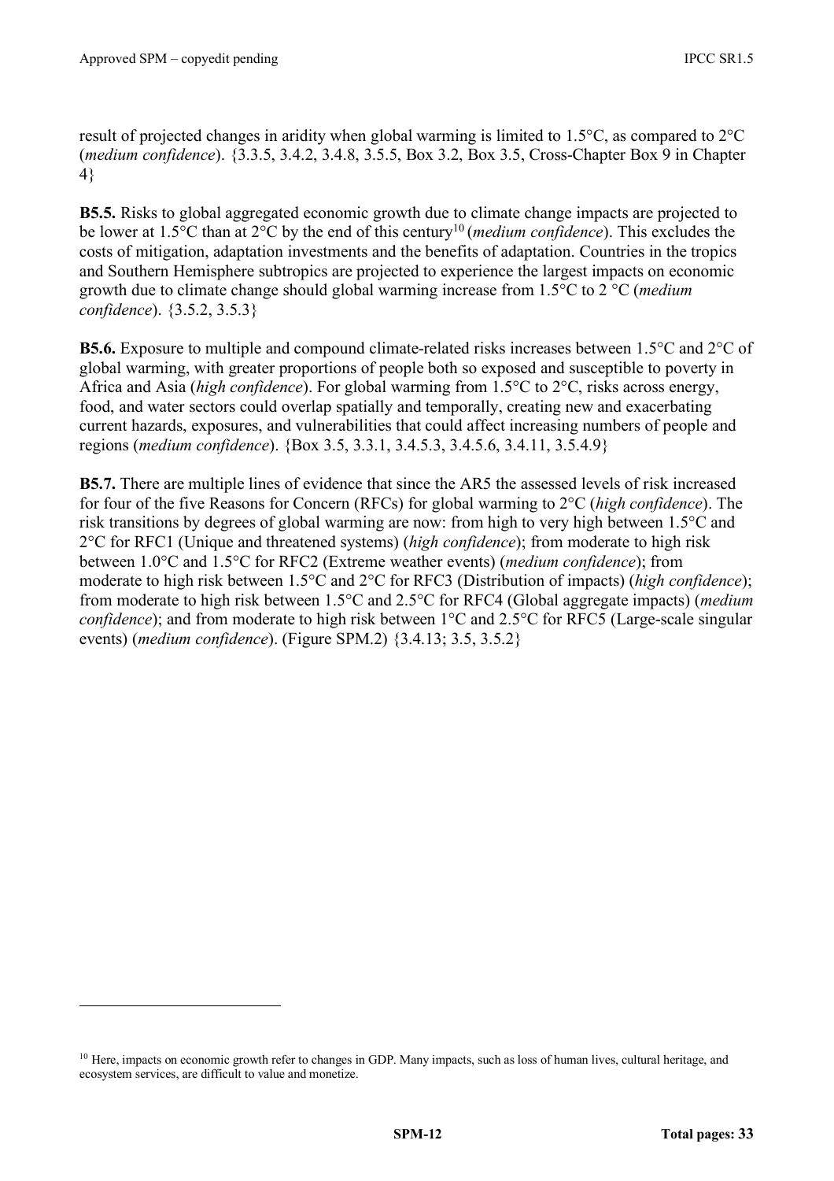result of projected changes in aridity when global warming is limited to 1.5°C, as compared to 2°C (*medium confidence*). {3.3.5, 3.4.2, 3.4.8, 3.5.5, Box 3.2, Box 3.5, Cross-Chapter Box 9 in Chapter 4}

**B5.5.** Risks to global aggregated economic growth due to climate change impacts are projected to be lower at 1.5°C than at 2°C by the end of this century[10] (*medium confidence*). This excludes the costs of mitigation, adaptation investments and the benefits of adaptation. Countries in the tropics and Southern Hemisphere subtropics are projected to experience the largest impacts on economic growth due to climate change should global warming increase from 1.5°C to 2 °C (*medium confidence*). {3.5.2, 3.5.3}

**B5.6.** Exposure to multiple and compound climate-related risks increases between 1.5°C and 2°C of global warming, with greater proportions of people both so exposed and susceptible to poverty in Africa and Asia (*high confidence*). For global warming from 1.5°C to 2°C, risks across energy, food, and water sectors could overlap spatially and temporally, creating new and exacerbating current hazards, exposures, and vulnerabilities that could affect increasing numbers of people and regions (*medium confidence*). {Box 3.5, 3.3.1, 3.4.5.3, 3.4.5.6, 3.4.11, 3.5.4.9}

**B5.7.** There are multiple lines of evidence that since the AR5 the assessed levels of risk increased for four of the five Reasons for Concern (RFCs) for global warming to 2°C (*high confidence*). The risk transitions by degrees of global warming are now: from high to very high between 1.5°C and 2°C for RFC1 (Unique and threatened systems) (*high confidence*); from moderate to high risk between 1.0°C and 1.5°C for RFC2 (Extreme weather events) (*medium confidence*); from moderate to high risk between 1.5°C and 2°C for RFC3 (Distribution of impacts) (*high confidence*); from moderate to high risk between 1.5°C and 2.5°C for RFC4 (Global aggregate impacts) (*medium confidence*); and from moderate to high risk between 1°C and 2.5°C for RFC5 (Large-scale singular events) (*medium confidence*). (Figure SPM.2) {3.4.13; 3.5, 3.5.2}

---

[10] Here, impacts on economic growth refer to changes in GDP. Many impacts, such as loss of human lives, cultural heritage, and ecosystem services, are difficult to value and monetize.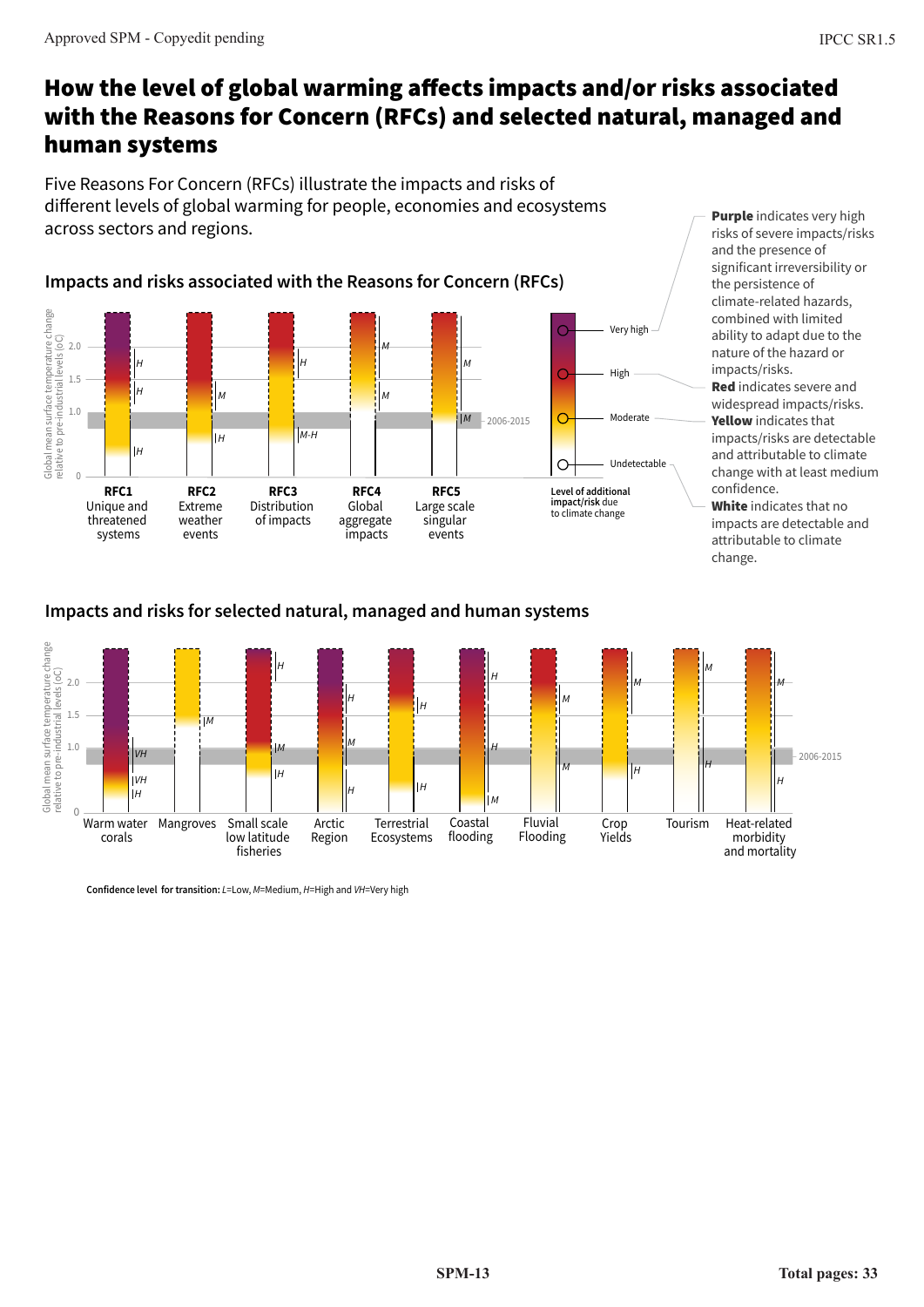# How the level of global warming affects impacts and/or risks associated with the Reasons for Concern (RFCs) and selected natural, managed and human systems

Five Reasons For Concern (RFCs) illustrate the impacts and risks of different levels of global warming for people, economies and ecosystems across sectors and regions.

## Impacts and risks associated with the Reasons for Concern (RFCs)

Global mean surface temperature change relative to pre-industrial levels (oC)

2.0
1.5
1.0
0

2006-2015

**RFC1** Unique and threatened systems — H, H, H

**RFC2** Extreme weather events — M, H

**RFC3** Distribution of impacts — H, M-H

**RFC4** Global aggregate impacts — M, M

**RFC5** Large scale singular events — M, M

**Level of additional impact/risk** due to climate change

- Very high
- High
- Moderate
- Undetectable

**Purple** indicates very high risks of severe impacts/risks and the presence of significant irreversibility or the persistence of climate-related hazards, combined with limited ability to adapt due to the nature of the hazard or impacts/risks.
**Red** indicates severe and widespread impacts/risks.
**Yellow** indicates that impacts/risks are detectable and attributable to climate change with at least medium confidence.
**White** indicates that no impacts are detectable and attributable to climate change.

## Impacts and risks for selected natural, managed and human systems

Global mean surface temperature change relative to pre-industrial levels (oC)

2.0
1.5
1.0
0

2006-2015

- Warm water corals — VH, VH, H
- Mangroves — M
- Small scale low latitude fisheries — H, M, H
- Arctic Region — H, M, H
- Terrestrial Ecosystems — H, H
- Coastal flooding — H, H, M
- Fluvial Flooding — M, M
- Crop Yields — M, H
- Tourism — M, H
- Heat-related morbidity and mortality — M, H

**Confidence level for transition:** *L*=Low, *M*=Medium, *H*=High and *VH*=Very high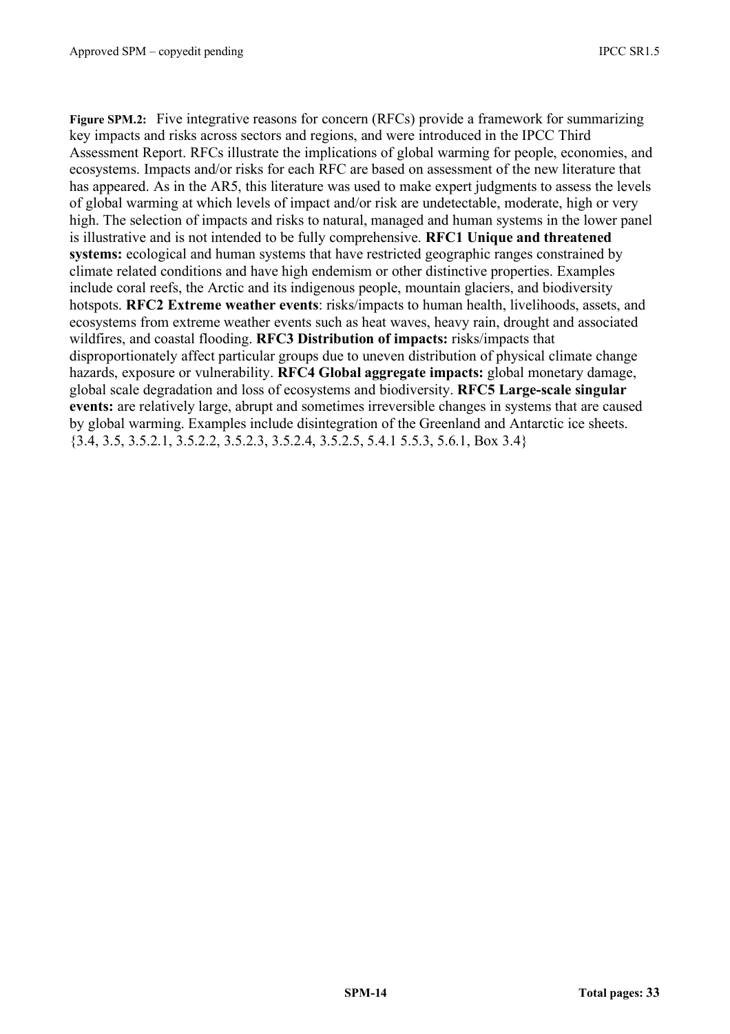**Figure SPM.2:** Five integrative reasons for concern (RFCs) provide a framework for summarizing key impacts and risks across sectors and regions, and were introduced in the IPCC Third Assessment Report. RFCs illustrate the implications of global warming for people, economies, and ecosystems. Impacts and/or risks for each RFC are based on assessment of the new literature that has appeared. As in the AR5, this literature was used to make expert judgments to assess the levels of global warming at which levels of impact and/or risk are undetectable, moderate, high or very high. The selection of impacts and risks to natural, managed and human systems in the lower panel is illustrative and is not intended to be fully comprehensive. **RFC1 Unique and threatened systems:** ecological and human systems that have restricted geographic ranges constrained by climate related conditions and have high endemism or other distinctive properties. Examples include coral reefs, the Arctic and its indigenous people, mountain glaciers, and biodiversity hotspots. **RFC2 Extreme weather events**: risks/impacts to human health, livelihoods, assets, and ecosystems from extreme weather events such as heat waves, heavy rain, drought and associated wildfires, and coastal flooding. **RFC3 Distribution of impacts:** risks/impacts that disproportionately affect particular groups due to uneven distribution of physical climate change hazards, exposure or vulnerability. **RFC4 Global aggregate impacts:** global monetary damage, global scale degradation and loss of ecosystems and biodiversity. **RFC5 Large-scale singular events:** are relatively large, abrupt and sometimes irreversible changes in systems that are caused by global warming. Examples include disintegration of the Greenland and Antarctic ice sheets. {3.4, 3.5, 3.5.2.1, 3.5.2.2, 3.5.2.3, 3.5.2.4, 3.5.2.5, 5.4.1 5.5.3, 5.6.1, Box 3.4}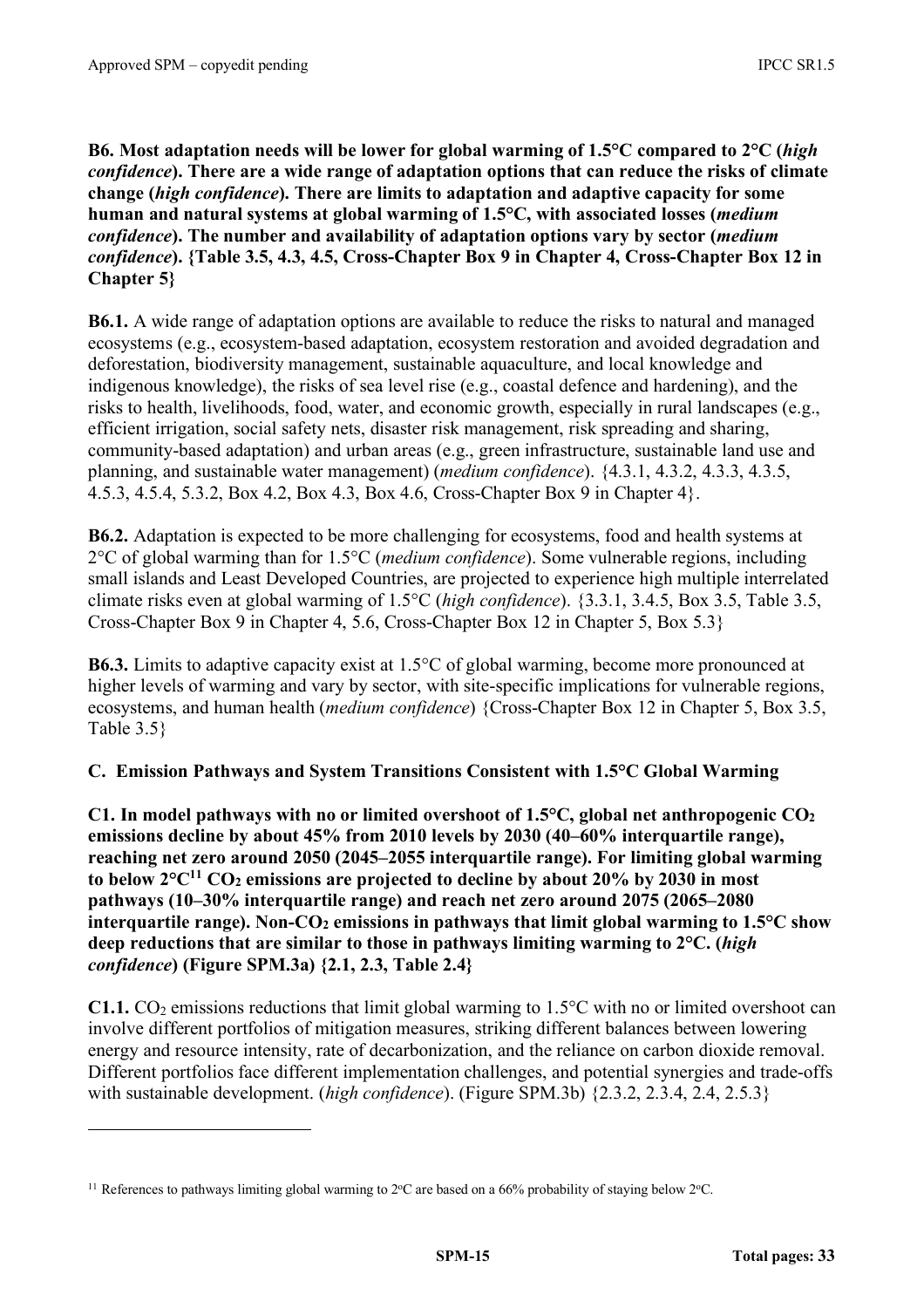**B6. Most adaptation needs will be lower for global warming of 1.5°C compared to 2°C (*high confidence*). There are a wide range of adaptation options that can reduce the risks of climate change (*high confidence*). There are limits to adaptation and adaptive capacity for some human and natural systems at global warming of 1.5°C, with associated losses (*medium confidence*). The number and availability of adaptation options vary by sector (*medium confidence*). {Table 3.5, 4.3, 4.5, Cross-Chapter Box 9 in Chapter 4, Cross-Chapter Box 12 in Chapter 5}**

**B6.1.** A wide range of adaptation options are available to reduce the risks to natural and managed ecosystems (e.g., ecosystem-based adaptation, ecosystem restoration and avoided degradation and deforestation, biodiversity management, sustainable aquaculture, and local knowledge and indigenous knowledge), the risks of sea level rise (e.g., coastal defence and hardening), and the risks to health, livelihoods, food, water, and economic growth, especially in rural landscapes (e.g., efficient irrigation, social safety nets, disaster risk management, risk spreading and sharing, community-based adaptation) and urban areas (e.g., green infrastructure, sustainable land use and planning, and sustainable water management) (*medium confidence*). {4.3.1, 4.3.2, 4.3.3, 4.3.5, 4.5.3, 4.5.4, 5.3.2, Box 4.2, Box 4.3, Box 4.6, Cross-Chapter Box 9 in Chapter 4}.

**B6.2.** Adaptation is expected to be more challenging for ecosystems, food and health systems at 2°C of global warming than for 1.5°C (*medium confidence*). Some vulnerable regions, including small islands and Least Developed Countries, are projected to experience high multiple interrelated climate risks even at global warming of 1.5°C (*high confidence*). {3.3.1, 3.4.5, Box 3.5, Table 3.5, Cross-Chapter Box 9 in Chapter 4, 5.6, Cross-Chapter Box 12 in Chapter 5, Box 5.3}

**B6.3.** Limits to adaptive capacity exist at 1.5°C of global warming, become more pronounced at higher levels of warming and vary by sector, with site-specific implications for vulnerable regions, ecosystems, and human health (*medium confidence*) {Cross-Chapter Box 12 in Chapter 5, Box 3.5, Table 3.5}

## C. Emission Pathways and System Transitions Consistent with 1.5°C Global Warming

**C1. In model pathways with no or limited overshoot of 1.5°C, global net anthropogenic $CO_2$ emissions decline by about 45% from 2010 levels by 2030 (40–60% interquartile range), reaching net zero around 2050 (2045–2055 interquartile range). For limiting global warming to below 2°C[11] $CO_2$ emissions are projected to decline by about 20% by 2030 in most pathways (10–30% interquartile range) and reach net zero around 2075 (2065–2080 interquartile range). Non-$CO_2$ emissions in pathways that limit global warming to 1.5°C show deep reductions that are similar to those in pathways limiting warming to 2°C. (*high confidence*) (Figure SPM.3a) {2.1, 2.3, Table 2.4}**

**C1.1.** $CO_2$ emissions reductions that limit global warming to 1.5°C with no or limited overshoot can involve different portfolios of mitigation measures, striking different balances between lowering energy and resource intensity, rate of decarbonization, and the reliance on carbon dioxide removal. Different portfolios face different implementation challenges, and potential synergies and trade-offs with sustainable development. (*high confidence*). (Figure SPM.3b) {2.3.2, 2.3.4, 2.4, 2.5.3}

[11] References to pathways limiting global warming to 2°C are based on a 66% probability of staying below 2°C.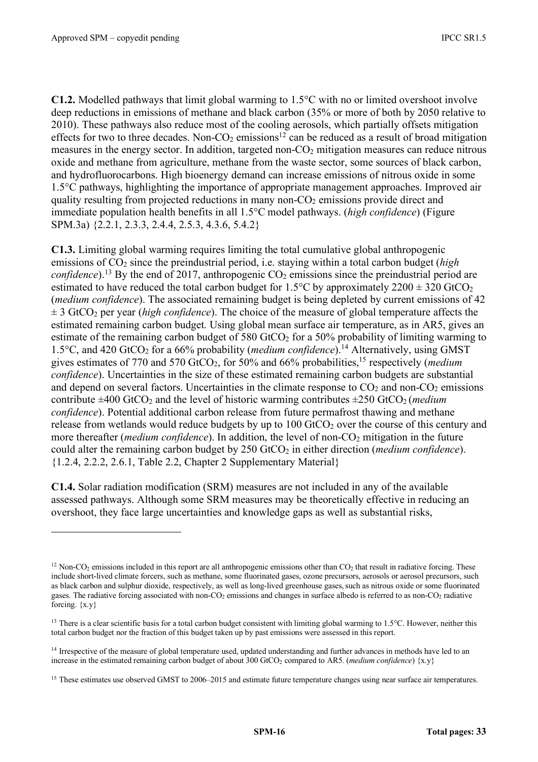**C1.2.** Modelled pathways that limit global warming to 1.5°C with no or limited overshoot involve deep reductions in emissions of methane and black carbon (35% or more of both by 2050 relative to 2010). These pathways also reduce most of the cooling aerosols, which partially offsets mitigation effects for two to three decades. Non-$CO_2$ emissions[12] can be reduced as a result of broad mitigation measures in the energy sector. In addition, targeted non-$CO_2$ mitigation measures can reduce nitrous oxide and methane from agriculture, methane from the waste sector, some sources of black carbon, and hydrofluorocarbons. High bioenergy demand can increase emissions of nitrous oxide in some 1.5°C pathways, highlighting the importance of appropriate management approaches. Improved air quality resulting from projected reductions in many non-$CO_2$ emissions provide direct and immediate population health benefits in all 1.5°C model pathways. (*high confidence*) (Figure SPM.3a) {2.2.1, 2.3.3, 2.4.4, 2.5.3, 4.3.6, 5.4.2}

**C1.3.** Limiting global warming requires limiting the total cumulative global anthropogenic emissions of $CO_2$ since the preindustrial period, i.e. staying within a total carbon budget (*high confidence*).[13] By the end of 2017, anthropogenic $CO_2$ emissions since the preindustrial period are estimated to have reduced the total carbon budget for 1.5°C by approximately 2200 ± 320 $GtCO_2$ (*medium confidence*). The associated remaining budget is being depleted by current emissions of 42 ± 3 $GtCO_2$ per year (*high confidence*). The choice of the measure of global temperature affects the estimated remaining carbon budget. Using global mean surface air temperature, as in AR5, gives an estimate of the remaining carbon budget of 580 $GtCO_2$ for a 50% probability of limiting warming to 1.5°C, and 420 $GtCO_2$ for a 66% probability (*medium confidence*).[14] Alternatively, using GMST gives estimates of 770 and 570 $GtCO_2$, for 50% and 66% probabilities,[15] respectively (*medium confidence*). Uncertainties in the size of these estimated remaining carbon budgets are substantial and depend on several factors. Uncertainties in the climate response to $CO_2$ and non-$CO_2$ emissions contribute ±400 $GtCO_2$ and the level of historic warming contributes ±250 $GtCO_2$ (*medium confidence*). Potential additional carbon release from future permafrost thawing and methane release from wetlands would reduce budgets by up to 100 $GtCO_2$ over the course of this century and more thereafter (*medium confidence*). In addition, the level of non-$CO_2$ mitigation in the future could alter the remaining carbon budget by 250 $GtCO_2$ in either direction (*medium confidence*). {1.2.4, 2.2.2, 2.6.1, Table 2.2, Chapter 2 Supplementary Material}

**C1.4.** Solar radiation modification (SRM) measures are not included in any of the available assessed pathways. Although some SRM measures may be theoretically effective in reducing an overshoot, they face large uncertainties and knowledge gaps as well as substantial risks,

---

[12] Non-$CO_2$ emissions included in this report are all anthropogenic emissions other than $CO_2$ that result in radiative forcing. These include short-lived climate forcers, such as methane, some fluorinated gases, ozone precursors, aerosols or aerosol precursors, such as black carbon and sulphur dioxide, respectively, as well as long-lived greenhouse gases, such as nitrous oxide or some fluorinated gases. The radiative forcing associated with non-$CO_2$ emissions and changes in surface albedo is referred to as non-$CO_2$ radiative forcing. {x.y}

[13] There is a clear scientific basis for a total carbon budget consistent with limiting global warming to 1.5°C. However, neither this total carbon budget nor the fraction of this budget taken up by past emissions were assessed in this report.

[14] Irrespective of the measure of global temperature used, updated understanding and further advances in methods have led to an increase in the estimated remaining carbon budget of about 300 $GtCO_2$ compared to AR5. (*medium confidence*) {x.y}

[15] These estimates use observed GMST to 2006–2015 and estimate future temperature changes using near surface air temperatures.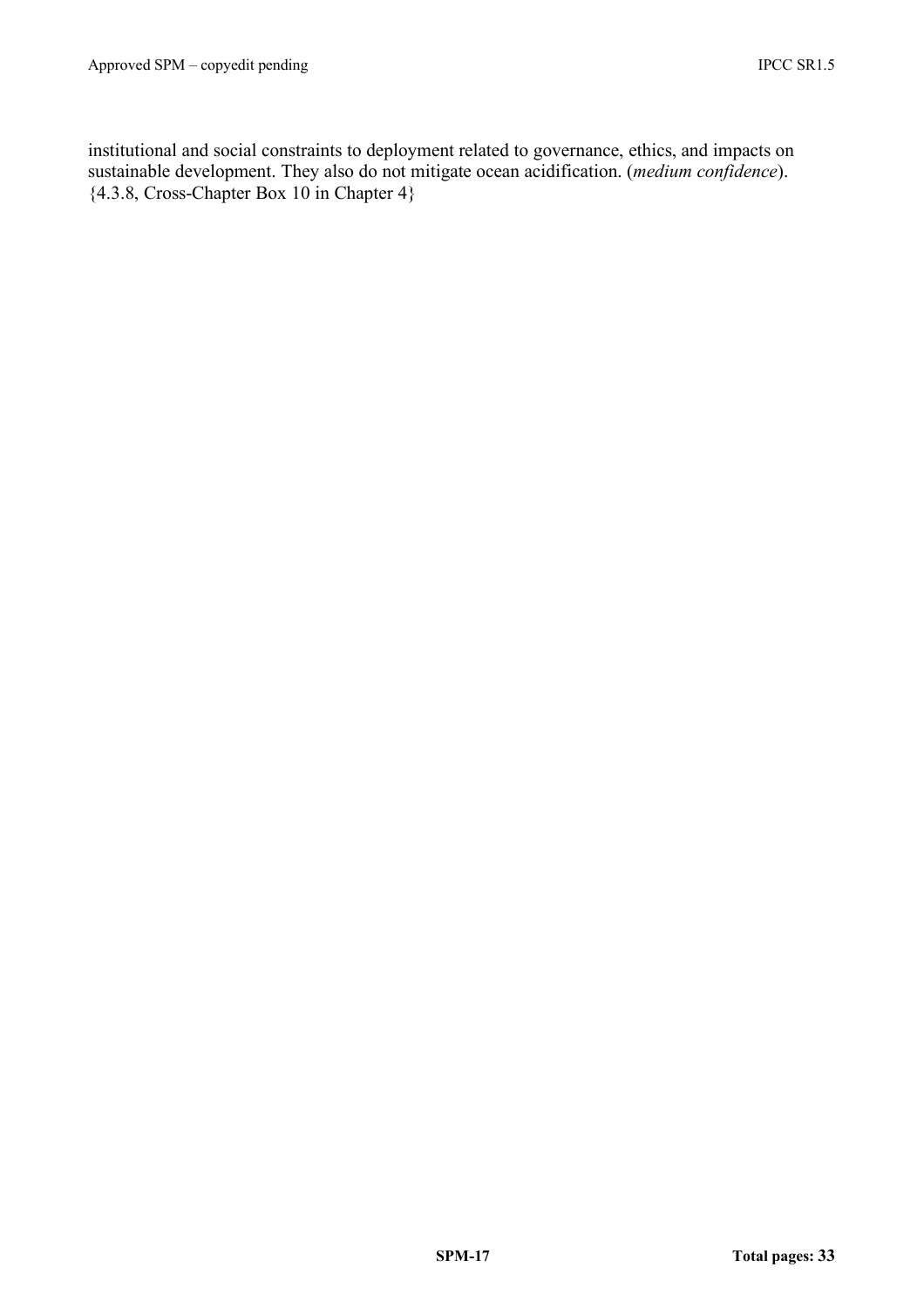institutional and social constraints to deployment related to governance, ethics, and impacts on sustainable development. They also do not mitigate ocean acidification. (*medium confidence*). {4.3.8, Cross-Chapter Box 10 in Chapter 4}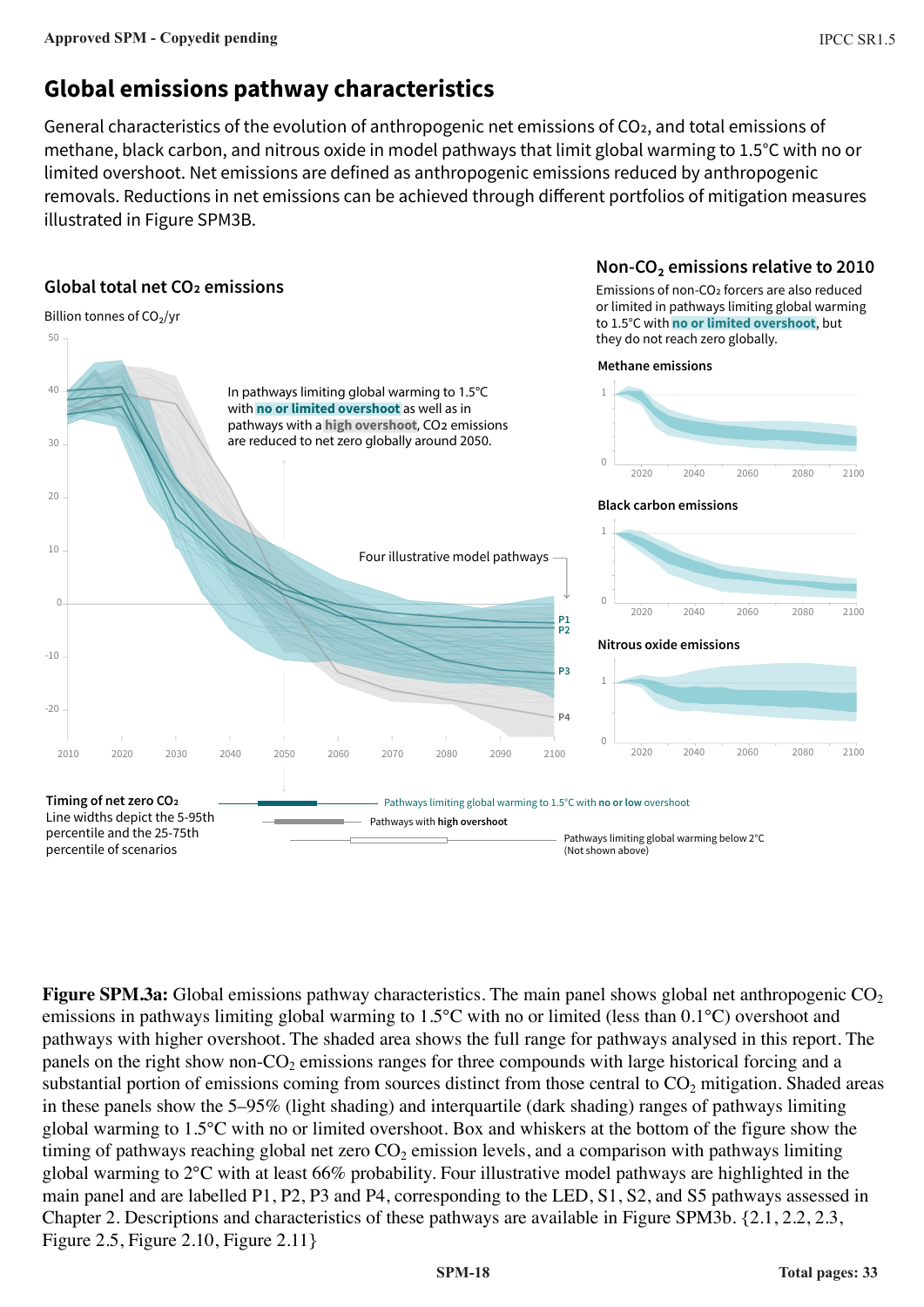## Global emissions pathway characteristics

General characteristics of the evolution of anthropogenic net emissions of $CO_2$, and total emissions of methane, black carbon, and nitrous oxide in model pathways that limit global warming to 1.5°C with no or limited overshoot. Net emissions are defined as anthropogenic emissions reduced by anthropogenic removals. Reductions in net emissions can be achieved through different portfolios of mitigation measures illustrated in Figure SPM3B.

### Global total net $CO_2$ emissions

Billion tonnes of $CO_2$/yr

In pathways limiting global warming to 1.5°C with **no or limited overshoot** as well as in pathways with a **high overshoot**, $CO_2$ emissions are reduced to net zero globally around 2050.

Four illustrative model pathways

P1, P2, P3, P4

### Non-$CO_2$ emissions relative to 2010

Emissions of non-$CO_2$ forcers are also reduced or limited in pathways limiting global warming to 1.5°C with **no or limited overshoot**, but they do not reach zero globally.

Methane emissions

Black carbon emissions

Nitrous oxide emissions

**Timing of net zero $CO_2$**
Line widths depict the 5-95th percentile and the 25-75th percentile of scenarios

Pathways limiting global warming to 1.5°C with **no or low** overshoot

Pathways with **high overshoot**

Pathways limiting global warming below 2°C (Not shown above)

**Figure SPM.3a:** Global emissions pathway characteristics. The main panel shows global net anthropogenic $CO_2$ emissions in pathways limiting global warming to 1.5°C with no or limited (less than 0.1°C) overshoot and pathways with higher overshoot. The shaded area shows the full range for pathways analysed in this report. The panels on the right show non-$CO_2$ emissions ranges for three compounds with large historical forcing and a substantial portion of emissions coming from sources distinct from those central to $CO_2$ mitigation. Shaded areas in these panels show the 5–95% (light shading) and interquartile (dark shading) ranges of pathways limiting global warming to 1.5°C with no or limited overshoot. Box and whiskers at the bottom of the figure show the timing of pathways reaching global net zero $CO_2$ emission levels, and a comparison with pathways limiting global warming to 2°C with at least 66% probability. Four illustrative model pathways are highlighted in the main panel and are labelled P1, P2, P3 and P4, corresponding to the LED, S1, S2, and S5 pathways assessed in Chapter 2. Descriptions and characteristics of these pathways are available in Figure SPM3b. {2.1, 2.2, 2.3, Figure 2.5, Figure 2.10, Figure 2.11}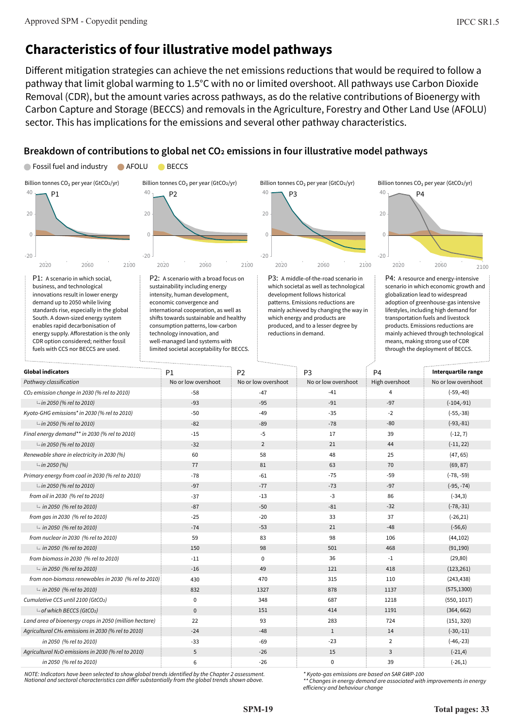# Characteristics of four illustrative model pathways

Different mitigation strategies can achieve the net emissions reductions that would be required to follow a pathway that limit global warming to 1.5°C with no or limited overshoot. All pathways use Carbon Dioxide Removal (CDR), but the amount varies across pathways, as do the relative contributions of Bioenergy with Carbon Capture and Storage (BECCS) and removals in the Agriculture, Forestry and Other Land Use (AFOLU) sector. This has implications for the emissions and several other pathway characteristics.

## Breakdown of contributions to global net $CO_2$ emissions in four illustrative model pathways

Fossil fuel and industry · AFOLU · BECCS

Billion tonnes $CO_2$ per year ($GtCO_2$/yr)

P1: A scenario in which social, business, and technological innovations result in lower energy demand up to 2050 while living standards rise, especially in the global South. A down-sized energy system enables rapid decarbonisation of energy supply. Afforestation is the only CDR option considered; neither fossil fuels with CCS nor BECCS are used.

P2: A scenario with a broad focus on sustainability including energy intensity, human development, economic convergence and international cooperation, as well as shifts towards sustainable and healthy consumption patterns, low-carbon technology innovation, and well-managed land systems with limited societal acceptability for BECCS.

P3: A middle-of-the-road scenario in which societal as well as technological development follows historical patterns. Emissions reductions are mainly achieved by changing the way in which energy and products are produced, and to a lesser degree by reductions in demand.

P4: A resource and energy-intensive scenario in which economic growth and globalization lead to widespread adoption of greenhouse-gas intensive lifestyles, including high demand for transportation fuels and livestock products. Emissions reductions are mainly achieved through technological means, making strong use of CDR through the deployment of BECCS.

| Global indicators | P1 | P2 | P3 | P4 | Interquartile range |
|---|---|---|---|---|---|
| *Pathway classification* | No or low overshoot | No or low overshoot | No or low overshoot | High overshoot | No or low overshoot |
| *$CO_2$ emission change in 2030 (% rel to 2010)* | -58 | -47 | -41 | 4 | (-59,-40) |
| *└ in 2050 (% rel to 2010)* | -93 | -95 | -91 | -97 | (-104,-91) |
| *Kyoto-GHG emissions* in 2030 (% rel to 2010)* | -50 | -49 | -35 | -2 | (-55,-38) |
| *└ in 2050 (% rel to 2010)* | -82 | -89 | -78 | -80 | (-93,-81) |
| *Final energy demand** in 2030 (% rel to 2010)* | -15 | -5 | 17 | 39 | (-12, 7) |
| *└ in 2050 (% rel to 2010)* | -32 | 2 | 21 | 44 | (-11, 22) |
| *Renewable share in electricity in 2030 (%)* | 60 | 58 | 48 | 25 | (47, 65) |
| *└ in 2050 (%)* | 77 | 81 | 63 | 70 | (69, 87) |
| *Primary energy from coal in 2030 (% rel to 2010)* | -78 | -61 | -75 | -59 | (-78, -59) |
| *└ in 2050 (% rel to 2010)* | -97 | -77 | -73 | -97 | (-95, -74) |
| *from oil in 2030 (% rel to 2010)* | -37 | -13 | -3 | 86 | (-34,3) |
| *└ in 2050 (% rel to 2010)* | -87 | -50 | -81 | -32 | (-78,-31) |
| *from gas in 2030 (% rel to 2010)* | -25 | -20 | 33 | 37 | (-26,21) |
| *└ in 2050 (% rel to 2010)* | -74 | -53 | 21 | -48 | (-56,6) |
| *from nuclear in 2030 (% rel to 2010)* | 59 | 83 | 98 | 106 | (44,102) |
| *└ in 2050 (% rel to 2010)* | 150 | 98 | 501 | 468 | (91,190) |
| *from biomass in 2030 (% rel to 2010)* | -11 | 0 | 36 | -1 | (29,80) |
| *└ in 2050 (% rel to 2010)* | -16 | 49 | 121 | 418 | (123,261) |
| *from non-biomass renewables in 2030 (% rel to 2010)* | 430 | 470 | 315 | 110 | (243,438) |
| *└ in 2050 (% rel to 2010)* | 832 | 1327 | 878 | 1137 | (575,1300) |
| *Cumulative CCS until 2100 ($GtCO_2$)* | 0 | 348 | 687 | 1218 | (550, 1017) |
| *└ of which BECCS ($GtCO_2$)* | 0 | 151 | 414 | 1191 | (364, 662) |
| *Land area of bioenergy crops in 2050 (million hectare)* | 22 | 93 | 283 | 724 | (151, 320) |
| *Agricultural $CH_4$ emissions in 2030 (% rel to 2010)* | -24 | -48 | 1 | 14 | (-30,-11) |
| *in 2050 (% rel to 2010)* | -33 | -69 | -23 | 2 | (-46,-23) |
| *Agricultural $N_2O$ emissions in 2030 (% rel to 2010)* | 5 | -26 | 15 | 3 | (-21,4) |
| *in 2050 (% rel to 2010)* | 6 | -26 | 0 | 39 | (-26,1) |

*NOTE: Indicators have been selected to show global trends identified by the Chapter 2 assessment. National and sectoral characteristics can differ substantially from the global trends shown above.*

*\* Kyoto-gas emissions are based on SAR GWP-100*
*\*\* Changes in energy demand are associated with improvements in energy efficiency and behaviour change*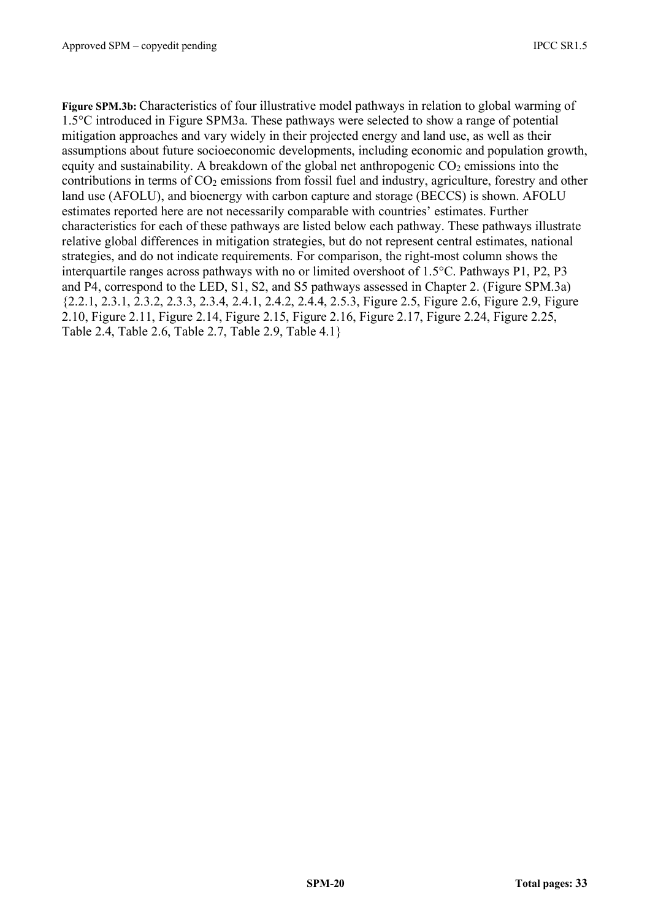**Figure SPM.3b:** Characteristics of four illustrative model pathways in relation to global warming of 1.5°C introduced in Figure SPM3a. These pathways were selected to show a range of potential mitigation approaches and vary widely in their projected energy and land use, as well as their assumptions about future socioeconomic developments, including economic and population growth, equity and sustainability. A breakdown of the global net anthropogenic $CO_2$ emissions into the contributions in terms of $CO_2$ emissions from fossil fuel and industry, agriculture, forestry and other land use (AFOLU), and bioenergy with carbon capture and storage (BECCS) is shown. AFOLU estimates reported here are not necessarily comparable with countries' estimates. Further characteristics for each of these pathways are listed below each pathway. These pathways illustrate relative global differences in mitigation strategies, but do not represent central estimates, national strategies, and do not indicate requirements. For comparison, the right-most column shows the interquartile ranges across pathways with no or limited overshoot of 1.5°C. Pathways P1, P2, P3 and P4, correspond to the LED, S1, S2, and S5 pathways assessed in Chapter 2. (Figure SPM.3a) {2.2.1, 2.3.1, 2.3.2, 2.3.3, 2.3.4, 2.4.1, 2.4.2, 2.4.4, 2.5.3, Figure 2.5, Figure 2.6, Figure 2.9, Figure 2.10, Figure 2.11, Figure 2.14, Figure 2.15, Figure 2.16, Figure 2.17, Figure 2.24, Figure 2.25, Table 2.4, Table 2.6, Table 2.7, Table 2.9, Table 4.1}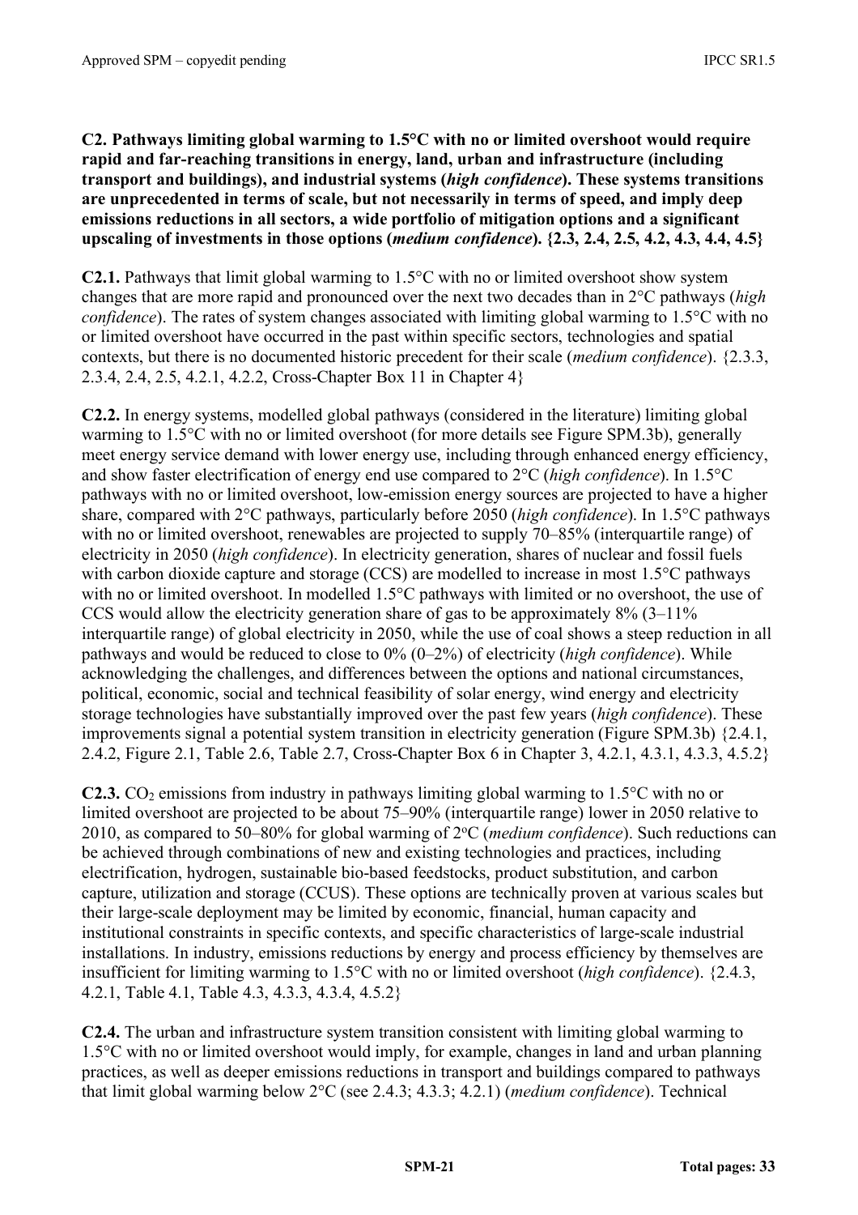**C2. Pathways limiting global warming to 1.5°C with no or limited overshoot would require rapid and far-reaching transitions in energy, land, urban and infrastructure (including transport and buildings), and industrial systems (*high confidence*). These systems transitions are unprecedented in terms of scale, but not necessarily in terms of speed, and imply deep emissions reductions in all sectors, a wide portfolio of mitigation options and a significant upscaling of investments in those options (*medium confidence*). {2.3, 2.4, 2.5, 4.2, 4.3, 4.4, 4.5}**

**C2.1.** Pathways that limit global warming to 1.5°C with no or limited overshoot show system changes that are more rapid and pronounced over the next two decades than in 2°C pathways (*high confidence*). The rates of system changes associated with limiting global warming to 1.5°C with no or limited overshoot have occurred in the past within specific sectors, technologies and spatial contexts, but there is no documented historic precedent for their scale (*medium confidence*). {2.3.3, 2.3.4, 2.4, 2.5, 4.2.1, 4.2.2, Cross-Chapter Box 11 in Chapter 4}

**C2.2.** In energy systems, modelled global pathways (considered in the literature) limiting global warming to 1.5°C with no or limited overshoot (for more details see Figure SPM.3b), generally meet energy service demand with lower energy use, including through enhanced energy efficiency, and show faster electrification of energy end use compared to 2°C (*high confidence*). In 1.5°C pathways with no or limited overshoot, low-emission energy sources are projected to have a higher share, compared with 2°C pathways, particularly before 2050 (*high confidence*). In 1.5°C pathways with no or limited overshoot, renewables are projected to supply 70–85% (interquartile range) of electricity in 2050 (*high confidence*). In electricity generation, shares of nuclear and fossil fuels with carbon dioxide capture and storage (CCS) are modelled to increase in most 1.5°C pathways with no or limited overshoot. In modelled 1.5°C pathways with limited or no overshoot, the use of CCS would allow the electricity generation share of gas to be approximately 8% (3–11% interquartile range) of global electricity in 2050, while the use of coal shows a steep reduction in all pathways and would be reduced to close to 0% (0–2%) of electricity (*high confidence*). While acknowledging the challenges, and differences between the options and national circumstances, political, economic, social and technical feasibility of solar energy, wind energy and electricity storage technologies have substantially improved over the past few years (*high confidence*). These improvements signal a potential system transition in electricity generation (Figure SPM.3b) {2.4.1, 2.4.2, Figure 2.1, Table 2.6, Table 2.7, Cross-Chapter Box 6 in Chapter 3, 4.2.1, 4.3.1, 4.3.3, 4.5.2}

**C2.3.** $CO_2$ emissions from industry in pathways limiting global warming to 1.5°C with no or limited overshoot are projected to be about 75–90% (interquartile range) lower in 2050 relative to 2010, as compared to 50–80% for global warming of 2°C (*medium confidence*). Such reductions can be achieved through combinations of new and existing technologies and practices, including electrification, hydrogen, sustainable bio-based feedstocks, product substitution, and carbon capture, utilization and storage (CCUS). These options are technically proven at various scales but their large-scale deployment may be limited by economic, financial, human capacity and institutional constraints in specific contexts, and specific characteristics of large-scale industrial installations. In industry, emissions reductions by energy and process efficiency by themselves are insufficient for limiting warming to 1.5°C with no or limited overshoot (*high confidence*). {2.4.3, 4.2.1, Table 4.1, Table 4.3, 4.3.3, 4.3.4, 4.5.2}

**C2.4.** The urban and infrastructure system transition consistent with limiting global warming to 1.5°C with no or limited overshoot would imply, for example, changes in land and urban planning practices, as well as deeper emissions reductions in transport and buildings compared to pathways that limit global warming below 2°C (see 2.4.3; 4.3.3; 4.2.1) (*medium confidence*). Technical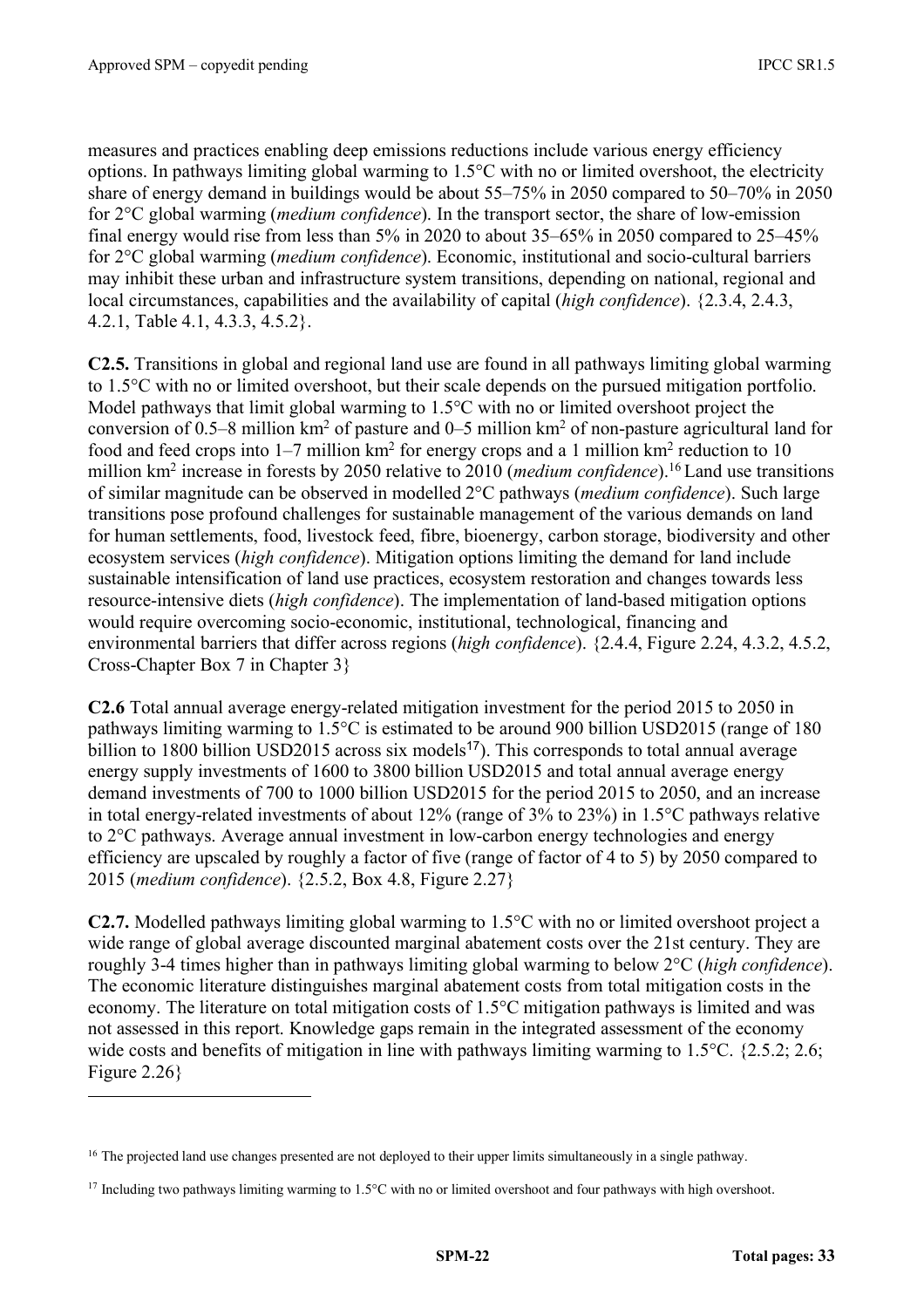measures and practices enabling deep emissions reductions include various energy efficiency options. In pathways limiting global warming to 1.5°C with no or limited overshoot, the electricity share of energy demand in buildings would be about 55–75% in 2050 compared to 50–70% in 2050 for 2°C global warming (*medium confidence*). In the transport sector, the share of low-emission final energy would rise from less than 5% in 2020 to about 35–65% in 2050 compared to 25–45% for 2°C global warming (*medium confidence*). Economic, institutional and socio-cultural barriers may inhibit these urban and infrastructure system transitions, depending on national, regional and local circumstances, capabilities and the availability of capital (*high confidence*). {2.3.4, 2.4.3, 4.2.1, Table 4.1, 4.3.3, 4.5.2}.

**C2.5.** Transitions in global and regional land use are found in all pathways limiting global warming to 1.5°C with no or limited overshoot, but their scale depends on the pursued mitigation portfolio. Model pathways that limit global warming to 1.5°C with no or limited overshoot project the conversion of 0.5–8 million km$^2$ of pasture and 0–5 million km$^2$ of non-pasture agricultural land for food and feed crops into 1–7 million km$^2$ for energy crops and a 1 million km$^2$ reduction to 10 million km$^2$ increase in forests by 2050 relative to 2010 (*medium confidence*).[16] Land use transitions of similar magnitude can be observed in modelled 2°C pathways (*medium confidence*). Such large transitions pose profound challenges for sustainable management of the various demands on land for human settlements, food, livestock feed, fibre, bioenergy, carbon storage, biodiversity and other ecosystem services (*high confidence*). Mitigation options limiting the demand for land include sustainable intensification of land use practices, ecosystem restoration and changes towards less resource-intensive diets (*high confidence*). The implementation of land-based mitigation options would require overcoming socio-economic, institutional, technological, financing and environmental barriers that differ across regions (*high confidence*). {2.4.4, Figure 2.24, 4.3.2, 4.5.2, Cross-Chapter Box 7 in Chapter 3}

**C2.6** Total annual average energy-related mitigation investment for the period 2015 to 2050 in pathways limiting warming to 1.5°C is estimated to be around 900 billion USD2015 (range of 180 billion to 1800 billion USD2015 across six models[17]). This corresponds to total annual average energy supply investments of 1600 to 3800 billion USD2015 and total annual average energy demand investments of 700 to 1000 billion USD2015 for the period 2015 to 2050, and an increase in total energy-related investments of about 12% (range of 3% to 23%) in 1.5°C pathways relative to 2°C pathways. Average annual investment in low-carbon energy technologies and energy efficiency are upscaled by roughly a factor of five (range of factor of 4 to 5) by 2050 compared to 2015 (*medium confidence*). {2.5.2, Box 4.8, Figure 2.27}

**C2.7.** Modelled pathways limiting global warming to 1.5°C with no or limited overshoot project a wide range of global average discounted marginal abatement costs over the 21st century. They are roughly 3-4 times higher than in pathways limiting global warming to below 2°C (*high confidence*). The economic literature distinguishes marginal abatement costs from total mitigation costs in the economy. The literature on total mitigation costs of 1.5°C mitigation pathways is limited and was not assessed in this report. Knowledge gaps remain in the integrated assessment of the economy wide costs and benefits of mitigation in line with pathways limiting warming to 1.5°C. {2.5.2; 2.6; Figure 2.26}

---

[16] The projected land use changes presented are not deployed to their upper limits simultaneously in a single pathway.

[17] Including two pathways limiting warming to 1.5°C with no or limited overshoot and four pathways with high overshoot.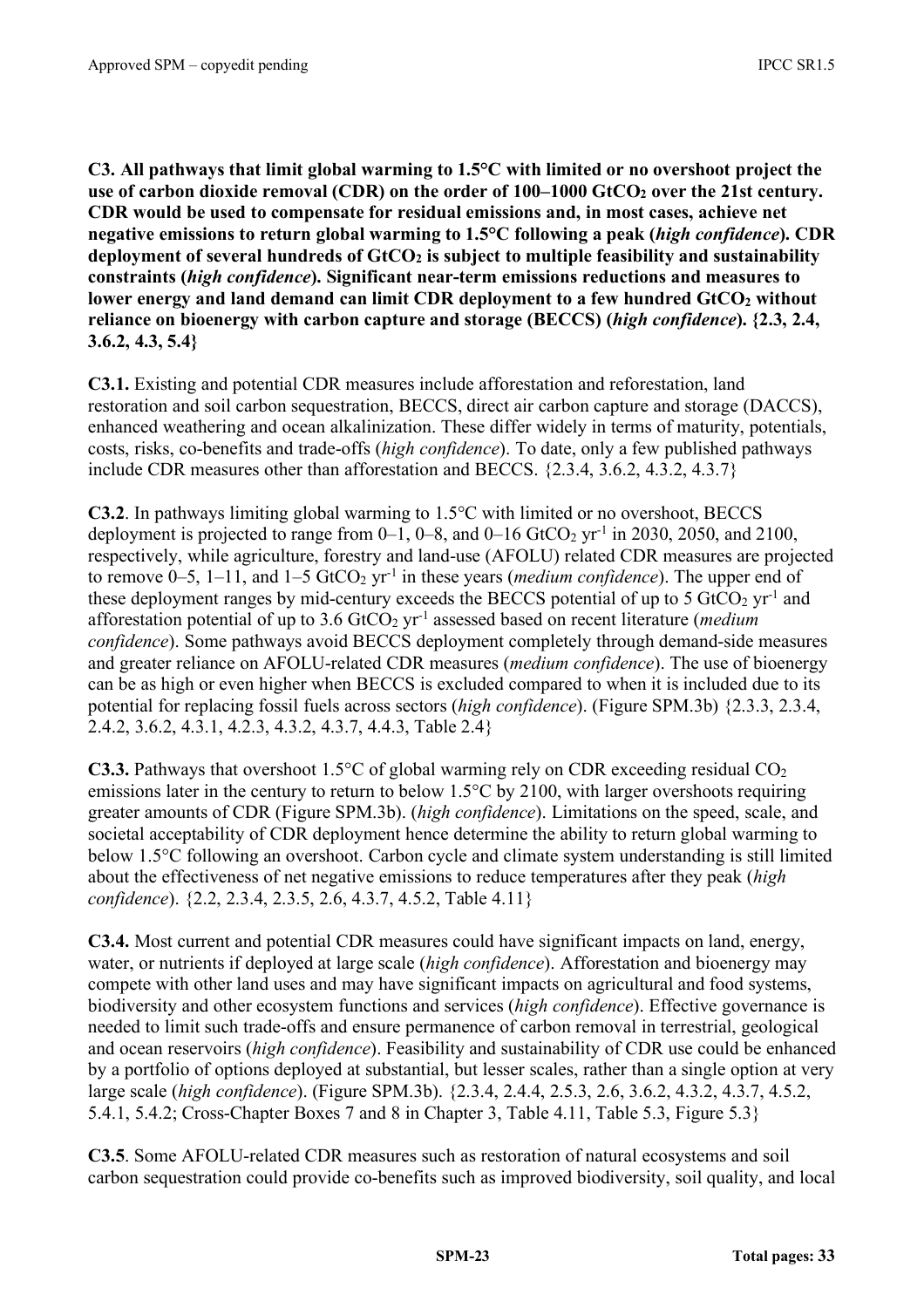**C3. All pathways that limit global warming to 1.5°C with limited or no overshoot project the use of carbon dioxide removal (CDR) on the order of 100–1000 $GtCO_2$ over the 21st century. CDR would be used to compensate for residual emissions and, in most cases, achieve net negative emissions to return global warming to 1.5°C following a peak (*high confidence*). CDR deployment of several hundreds of $GtCO_2$ is subject to multiple feasibility and sustainability constraints (*high confidence*). Significant near-term emissions reductions and measures to lower energy and land demand can limit CDR deployment to a few hundred $GtCO_2$ without reliance on bioenergy with carbon capture and storage (BECCS) (*high confidence*). {2.3, 2.4, 3.6.2, 4.3, 5.4}**

**C3.1.** Existing and potential CDR measures include afforestation and reforestation, land restoration and soil carbon sequestration, BECCS, direct air carbon capture and storage (DACCS), enhanced weathering and ocean alkalinization. These differ widely in terms of maturity, potentials, costs, risks, co-benefits and trade-offs (*high confidence*). To date, only a few published pathways include CDR measures other than afforestation and BECCS. {2.3.4, 3.6.2, 4.3.2, 4.3.7}

**C3.2**. In pathways limiting global warming to 1.5°C with limited or no overshoot, BECCS deployment is projected to range from 0–1, 0–8, and 0–16 $GtCO_2\ yr^{-1}$ in 2030, 2050, and 2100, respectively, while agriculture, forestry and land-use (AFOLU) related CDR measures are projected to remove 0–5, 1–11, and 1–5 $GtCO_2\ yr^{-1}$ in these years (*medium confidence*). The upper end of these deployment ranges by mid-century exceeds the BECCS potential of up to 5 $GtCO_2\ yr^{-1}$ and afforestation potential of up to 3.6 $GtCO_2\ yr^{-1}$ assessed based on recent literature (*medium confidence*). Some pathways avoid BECCS deployment completely through demand-side measures and greater reliance on AFOLU-related CDR measures (*medium confidence*). The use of bioenergy can be as high or even higher when BECCS is excluded compared to when it is included due to its potential for replacing fossil fuels across sectors (*high confidence*). (Figure SPM.3b) {2.3.3, 2.3.4, 2.4.2, 3.6.2, 4.3.1, 4.2.3, 4.3.2, 4.3.7, 4.4.3, Table 2.4}

**C3.3.** Pathways that overshoot 1.5°C of global warming rely on CDR exceeding residual $CO_2$ emissions later in the century to return to below 1.5°C by 2100, with larger overshoots requiring greater amounts of CDR (Figure SPM.3b). (*high confidence*). Limitations on the speed, scale, and societal acceptability of CDR deployment hence determine the ability to return global warming to below 1.5°C following an overshoot. Carbon cycle and climate system understanding is still limited about the effectiveness of net negative emissions to reduce temperatures after they peak (*high confidence*). {2.2, 2.3.4, 2.3.5, 2.6, 4.3.7, 4.5.2, Table 4.11}

**C3.4.** Most current and potential CDR measures could have significant impacts on land, energy, water, or nutrients if deployed at large scale (*high confidence*). Afforestation and bioenergy may compete with other land uses and may have significant impacts on agricultural and food systems, biodiversity and other ecosystem functions and services (*high confidence*). Effective governance is needed to limit such trade-offs and ensure permanence of carbon removal in terrestrial, geological and ocean reservoirs (*high confidence*). Feasibility and sustainability of CDR use could be enhanced by a portfolio of options deployed at substantial, but lesser scales, rather than a single option at very large scale (*high confidence*). (Figure SPM.3b). {2.3.4, 2.4.4, 2.5.3, 2.6, 3.6.2, 4.3.2, 4.3.7, 4.5.2, 5.4.1, 5.4.2; Cross-Chapter Boxes 7 and 8 in Chapter 3, Table 4.11, Table 5.3, Figure 5.3}

**C3.5**. Some AFOLU-related CDR measures such as restoration of natural ecosystems and soil carbon sequestration could provide co-benefits such as improved biodiversity, soil quality, and local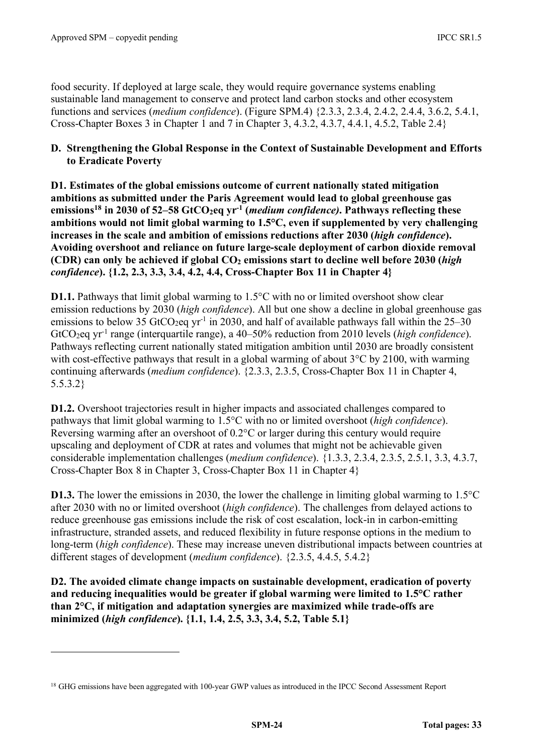food security. If deployed at large scale, they would require governance systems enabling sustainable land management to conserve and protect land carbon stocks and other ecosystem functions and services (*medium confidence*). (Figure SPM.4) {2.3.3, 2.3.4, 2.4.2, 2.4.4, 3.6.2, 5.4.1, Cross-Chapter Boxes 3 in Chapter 1 and 7 in Chapter 3, 4.3.2, 4.3.7, 4.4.1, 4.5.2, Table 2.4}

## D. Strengthening the Global Response in the Context of Sustainable Development and Efforts to Eradicate Poverty

**D1. Estimates of the global emissions outcome of current nationally stated mitigation ambitions as submitted under the Paris Agreement would lead to global greenhouse gas emissions[18] in 2030 of 52–58 $GtCO_2eq\ yr^{-1}$ (*medium confidence)*. Pathways reflecting these ambitions would not limit global warming to 1.5°C, even if supplemented by very challenging increases in the scale and ambition of emissions reductions after 2030 (*high confidence*). Avoiding overshoot and reliance on future large-scale deployment of carbon dioxide removal (CDR) can only be achieved if global $CO_2$ emissions start to decline well before 2030 (*high confidence*). {1.2, 2.3, 3.3, 3.4, 4.2, 4.4, Cross-Chapter Box 11 in Chapter 4}**

**D1.1.** Pathways that limit global warming to 1.5°C with no or limited overshoot show clear emission reductions by 2030 (*high confidence*). All but one show a decline in global greenhouse gas emissions to below 35 $GtCO_2eq\ yr^{-1}$ in 2030, and half of available pathways fall within the 25–30 $GtCO_2eq\ yr^{-1}$ range (interquartile range), a 40–50% reduction from 2010 levels (*high confidence*). Pathways reflecting current nationally stated mitigation ambition until 2030 are broadly consistent with cost-effective pathways that result in a global warming of about 3°C by 2100, with warming continuing afterwards (*medium confidence*). {2.3.3, 2.3.5, Cross-Chapter Box 11 in Chapter 4, 5.5.3.2}

**D1.2.** Overshoot trajectories result in higher impacts and associated challenges compared to pathways that limit global warming to 1.5°C with no or limited overshoot (*high confidence*). Reversing warming after an overshoot of 0.2°C or larger during this century would require upscaling and deployment of CDR at rates and volumes that might not be achievable given considerable implementation challenges (*medium confidence*). {1.3.3, 2.3.4, 2.3.5, 2.5.1, 3.3, 4.3.7, Cross-Chapter Box 8 in Chapter 3, Cross-Chapter Box 11 in Chapter 4}

**D1.3.** The lower the emissions in 2030, the lower the challenge in limiting global warming to 1.5°C after 2030 with no or limited overshoot (*high confidence*). The challenges from delayed actions to reduce greenhouse gas emissions include the risk of cost escalation, lock-in in carbon-emitting infrastructure, stranded assets, and reduced flexibility in future response options in the medium to long-term (*high confidence*). These may increase uneven distributional impacts between countries at different stages of development (*medium confidence*). {2.3.5, 4.4.5, 5.4.2}

**D2. The avoided climate change impacts on sustainable development, eradication of poverty and reducing inequalities would be greater if global warming were limited to 1.5°C rather than 2°C, if mitigation and adaptation synergies are maximized while trade-offs are minimized (*high confidence*). {1.1, 1.4, 2.5, 3.3, 3.4, 5.2, Table 5.1}**

---

[18] GHG emissions have been aggregated with 100-year GWP values as introduced in the IPCC Second Assessment Report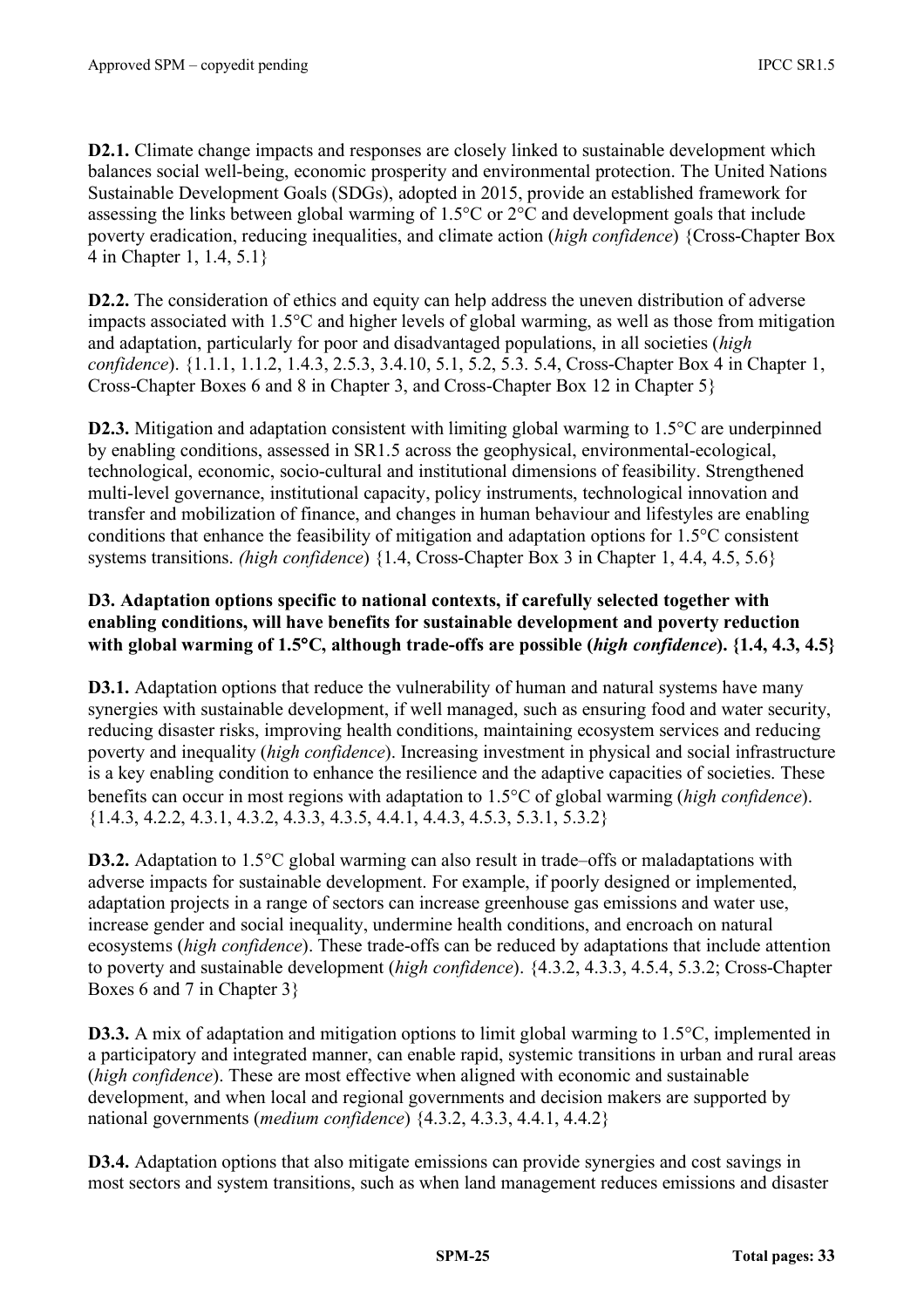**D2.1.** Climate change impacts and responses are closely linked to sustainable development which balances social well-being, economic prosperity and environmental protection. The United Nations Sustainable Development Goals (SDGs), adopted in 2015, provide an established framework for assessing the links between global warming of 1.5°C or 2°C and development goals that include poverty eradication, reducing inequalities, and climate action (*high confidence*) {Cross-Chapter Box 4 in Chapter 1, 1.4, 5.1}

**D2.2.** The consideration of ethics and equity can help address the uneven distribution of adverse impacts associated with 1.5°C and higher levels of global warming, as well as those from mitigation and adaptation, particularly for poor and disadvantaged populations, in all societies (*high confidence*). {1.1.1, 1.1.2, 1.4.3, 2.5.3, 3.4.10, 5.1, 5.2, 5.3. 5.4, Cross-Chapter Box 4 in Chapter 1, Cross-Chapter Boxes 6 and 8 in Chapter 3, and Cross-Chapter Box 12 in Chapter 5}

**D2.3.** Mitigation and adaptation consistent with limiting global warming to 1.5°C are underpinned by enabling conditions, assessed in SR1.5 across the geophysical, environmental-ecological, technological, economic, socio-cultural and institutional dimensions of feasibility. Strengthened multi-level governance, institutional capacity, policy instruments, technological innovation and transfer and mobilization of finance, and changes in human behaviour and lifestyles are enabling conditions that enhance the feasibility of mitigation and adaptation options for 1.5°C consistent systems transitions. *(high confidence*) {1.4, Cross-Chapter Box 3 in Chapter 1, 4.4, 4.5, 5.6}

**D3. Adaptation options specific to national contexts, if carefully selected together with enabling conditions, will have benefits for sustainable development and poverty reduction with global warming of 1.5°C, although trade-offs are possible (*high confidence*). {1.4, 4.3, 4.5}**

**D3.1.** Adaptation options that reduce the vulnerability of human and natural systems have many synergies with sustainable development, if well managed, such as ensuring food and water security, reducing disaster risks, improving health conditions, maintaining ecosystem services and reducing poverty and inequality (*high confidence*). Increasing investment in physical and social infrastructure is a key enabling condition to enhance the resilience and the adaptive capacities of societies. These benefits can occur in most regions with adaptation to 1.5°C of global warming (*high confidence*). {1.4.3, 4.2.2, 4.3.1, 4.3.2, 4.3.3, 4.3.5, 4.4.1, 4.4.3, 4.5.3, 5.3.1, 5.3.2}

**D3.2.** Adaptation to 1.5°C global warming can also result in trade–offs or maladaptations with adverse impacts for sustainable development. For example, if poorly designed or implemented, adaptation projects in a range of sectors can increase greenhouse gas emissions and water use, increase gender and social inequality, undermine health conditions, and encroach on natural ecosystems (*high confidence*). These trade-offs can be reduced by adaptations that include attention to poverty and sustainable development (*high confidence*). {4.3.2, 4.3.3, 4.5.4, 5.3.2; Cross-Chapter Boxes 6 and 7 in Chapter 3}

**D3.3.** A mix of adaptation and mitigation options to limit global warming to 1.5°C, implemented in a participatory and integrated manner, can enable rapid, systemic transitions in urban and rural areas (*high confidence*). These are most effective when aligned with economic and sustainable development, and when local and regional governments and decision makers are supported by national governments (*medium confidence*) {4.3.2, 4.3.3, 4.4.1, 4.4.2}

**D3.4.** Adaptation options that also mitigate emissions can provide synergies and cost savings in most sectors and system transitions, such as when land management reduces emissions and disaster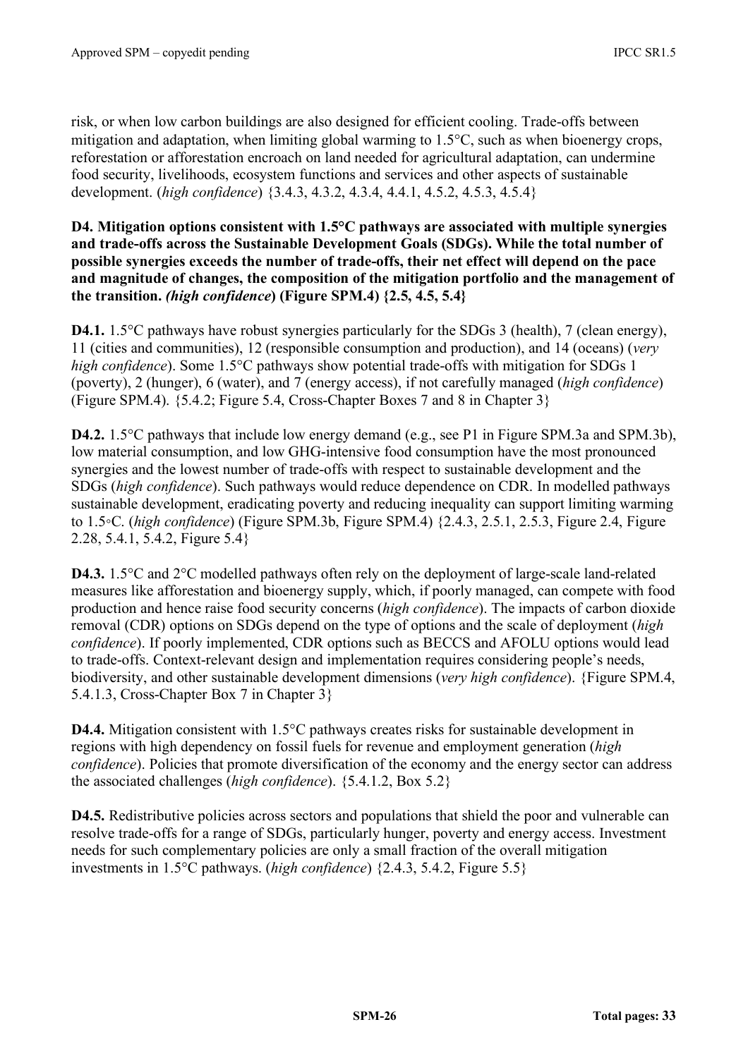risk, or when low carbon buildings are also designed for efficient cooling. Trade-offs between mitigation and adaptation, when limiting global warming to 1.5°C, such as when bioenergy crops, reforestation or afforestation encroach on land needed for agricultural adaptation, can undermine food security, livelihoods, ecosystem functions and services and other aspects of sustainable development. (*high confidence*) {3.4.3, 4.3.2, 4.3.4, 4.4.1, 4.5.2, 4.5.3, 4.5.4}

**D4. Mitigation options consistent with 1.5°C pathways are associated with multiple synergies and trade-offs across the Sustainable Development Goals (SDGs). While the total number of possible synergies exceeds the number of trade-offs, their net effect will depend on the pace and magnitude of changes, the composition of the mitigation portfolio and the management of the transition. *(high confidence)* (Figure SPM.4) {2.5, 4.5, 5.4}**

**D4.1.** 1.5°C pathways have robust synergies particularly for the SDGs 3 (health), 7 (clean energy), 11 (cities and communities), 12 (responsible consumption and production), and 14 (oceans) (*very high confidence*). Some 1.5°C pathways show potential trade-offs with mitigation for SDGs 1 (poverty), 2 (hunger), 6 (water), and 7 (energy access), if not carefully managed (*high confidence*) (Figure SPM.4). {5.4.2; Figure 5.4, Cross-Chapter Boxes 7 and 8 in Chapter 3}

**D4.2.** 1.5°C pathways that include low energy demand (e.g., see P1 in Figure SPM.3a and SPM.3b), low material consumption, and low GHG-intensive food consumption have the most pronounced synergies and the lowest number of trade-offs with respect to sustainable development and the SDGs (*high confidence*). Such pathways would reduce dependence on CDR. In modelled pathways sustainable development, eradicating poverty and reducing inequality can support limiting warming to 1.5◦C. (*high confidence*) (Figure SPM.3b, Figure SPM.4) {2.4.3, 2.5.1, 2.5.3, Figure 2.4, Figure 2.28, 5.4.1, 5.4.2, Figure 5.4}

**D4.3.** 1.5°C and 2°C modelled pathways often rely on the deployment of large-scale land-related measures like afforestation and bioenergy supply, which, if poorly managed, can compete with food production and hence raise food security concerns (*high confidence*). The impacts of carbon dioxide removal (CDR) options on SDGs depend on the type of options and the scale of deployment (*high confidence*). If poorly implemented, CDR options such as BECCS and AFOLU options would lead to trade-offs. Context-relevant design and implementation requires considering people's needs, biodiversity, and other sustainable development dimensions (*very high confidence*). {Figure SPM.4, 5.4.1.3, Cross-Chapter Box 7 in Chapter 3}

**D4.4.** Mitigation consistent with 1.5°C pathways creates risks for sustainable development in regions with high dependency on fossil fuels for revenue and employment generation (*high confidence*). Policies that promote diversification of the economy and the energy sector can address the associated challenges (*high confidence*). {5.4.1.2, Box 5.2}

**D4.5.** Redistributive policies across sectors and populations that shield the poor and vulnerable can resolve trade-offs for a range of SDGs, particularly hunger, poverty and energy access. Investment needs for such complementary policies are only a small fraction of the overall mitigation investments in 1.5°C pathways. (*high confidence*) {2.4.3, 5.4.2, Figure 5.5}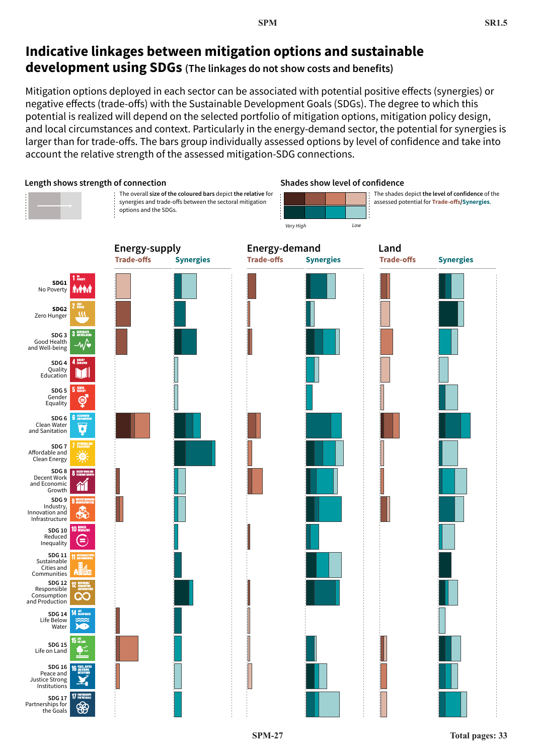# Indicative linkages between mitigation options and sustainable development using SDGs (The linkages do not show costs and benefits)

Mitigation options deployed in each sector can be associated with potential positive effects (synergies) or negative effects (trade-offs) with the Sustainable Development Goals (SDGs). The degree to which this potential is realized will depend on the selected portfolio of mitigation options, mitigation policy design, and local circumstances and context. Particularly in the energy-demand sector, the potential for synergies is larger than for trade-offs. The bars group individually assessed options by level of confidence and take into account the relative strength of the assessed mitigation-SDG connections.

**Length shows strength of connection**

The overall **size of the coloured bars** depict **the relative** for synergies and trade-offs between the sectoral mitigation options and the SDGs.

**Shades show level of confidence**

The shades depict **the level of confidence** of the assessed potential for **Trade-offs/Synergies**.

*Very High* — *Low*

**Energy-supply** — Trade-offs | Synergies

**Energy-demand** — Trade-offs | Synergies

**Land** — Trade-offs | Synergies

- **SDG1** No Poverty
- **SDG2** Zero Hunger
- **SDG 3** Good Health and Well-being
- **SDG 4** Quality Education
- **SDG 5** Gender Equality
- **SDG 6** Clean Water and Sanitation
- **SDG 7** Affordable and Clean Energy
- **SDG 8** Decent Work and Economic Growth
- **SDG 9** Industry, Innovation and Infrastructure
- **SDG 10** Reduced Inequality
- **SDG 11** Sustainable Cities and Communities
- **SDG 12** Responsible Consumption and Production
- **SDG 14** Life Below Water
- **SDG 15** Life on Land
- **SDG 16** Peace and Justice Strong Institutions
- **SDG 17** Partnerships for the Goals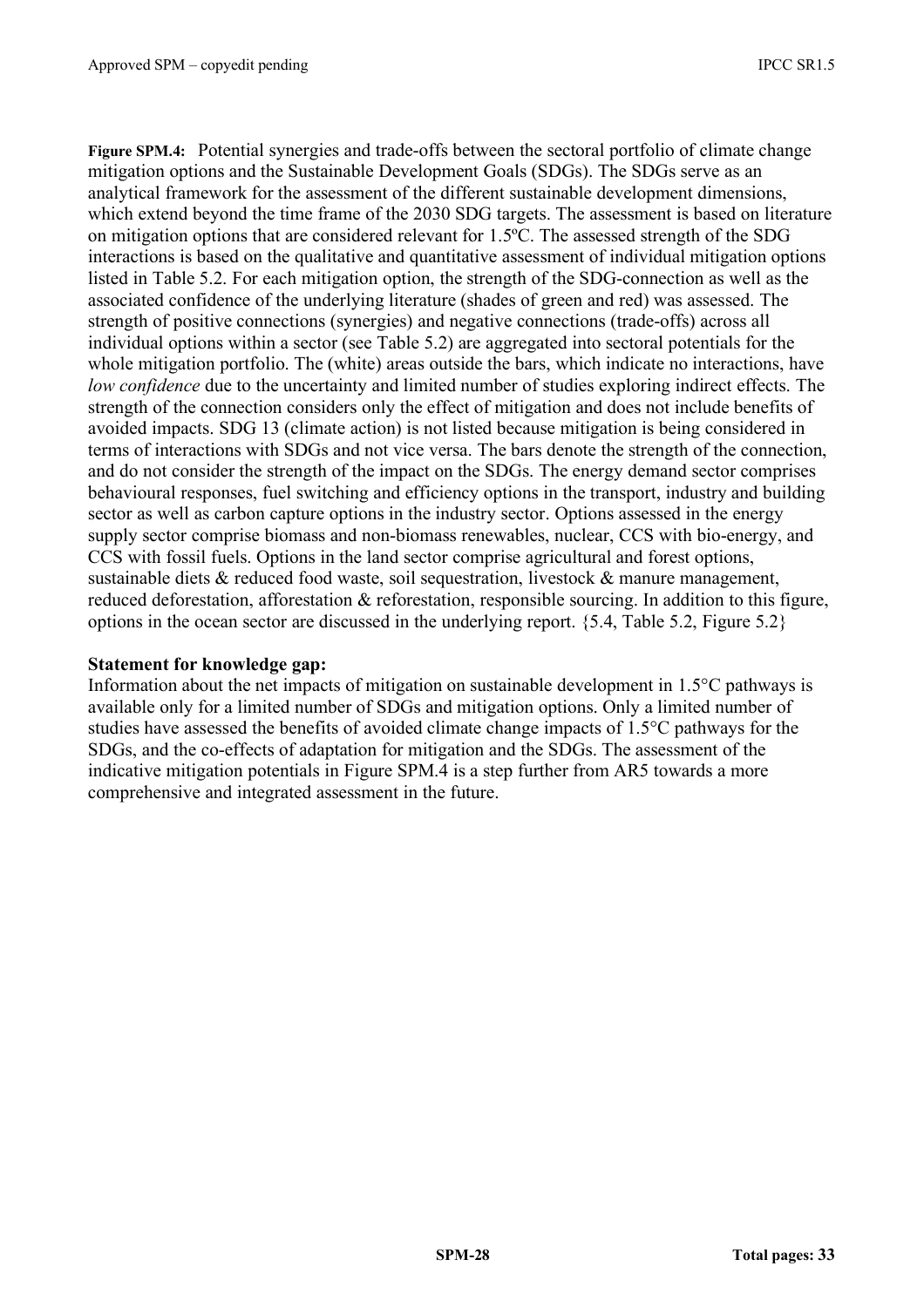**Figure SPM.4:** Potential synergies and trade-offs between the sectoral portfolio of climate change mitigation options and the Sustainable Development Goals (SDGs). The SDGs serve as an analytical framework for the assessment of the different sustainable development dimensions, which extend beyond the time frame of the 2030 SDG targets. The assessment is based on literature on mitigation options that are considered relevant for 1.5ºC. The assessed strength of the SDG interactions is based on the qualitative and quantitative assessment of individual mitigation options listed in Table 5.2. For each mitigation option, the strength of the SDG-connection as well as the associated confidence of the underlying literature (shades of green and red) was assessed. The strength of positive connections (synergies) and negative connections (trade-offs) across all individual options within a sector (see Table 5.2) are aggregated into sectoral potentials for the whole mitigation portfolio. The (white) areas outside the bars, which indicate no interactions, have *low confidence* due to the uncertainty and limited number of studies exploring indirect effects. The strength of the connection considers only the effect of mitigation and does not include benefits of avoided impacts. SDG 13 (climate action) is not listed because mitigation is being considered in terms of interactions with SDGs and not vice versa. The bars denote the strength of the connection, and do not consider the strength of the impact on the SDGs. The energy demand sector comprises behavioural responses, fuel switching and efficiency options in the transport, industry and building sector as well as carbon capture options in the industry sector. Options assessed in the energy supply sector comprise biomass and non-biomass renewables, nuclear, CCS with bio-energy, and CCS with fossil fuels. Options in the land sector comprise agricultural and forest options, sustainable diets & reduced food waste, soil sequestration, livestock & manure management, reduced deforestation, afforestation & reforestation, responsible sourcing. In addition to this figure, options in the ocean sector are discussed in the underlying report. {5.4, Table 5.2, Figure 5.2}

**Statement for knowledge gap:**

Information about the net impacts of mitigation on sustainable development in 1.5°C pathways is available only for a limited number of SDGs and mitigation options. Only a limited number of studies have assessed the benefits of avoided climate change impacts of 1.5°C pathways for the SDGs, and the co-effects of adaptation for mitigation and the SDGs. The assessment of the indicative mitigation potentials in Figure SPM.4 is a step further from AR5 towards a more comprehensive and integrated assessment in the future.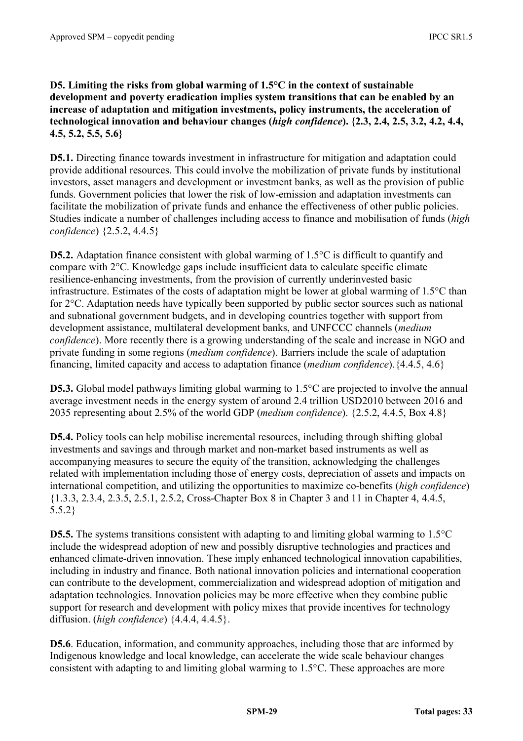**D5. Limiting the risks from global warming of 1.5°C in the context of sustainable development and poverty eradication implies system transitions that can be enabled by an increase of adaptation and mitigation investments, policy instruments, the acceleration of technological innovation and behaviour changes (*high confidence*). {2.3, 2.4, 2.5, 3.2, 4.2, 4.4, 4.5, 5.2, 5.5, 5.6}**

**D5.1.** Directing finance towards investment in infrastructure for mitigation and adaptation could provide additional resources. This could involve the mobilization of private funds by institutional investors, asset managers and development or investment banks, as well as the provision of public funds. Government policies that lower the risk of low-emission and adaptation investments can facilitate the mobilization of private funds and enhance the effectiveness of other public policies. Studies indicate a number of challenges including access to finance and mobilisation of funds (*high confidence*) {2.5.2, 4.4.5}

**D5.2.** Adaptation finance consistent with global warming of 1.5°C is difficult to quantify and compare with 2°C. Knowledge gaps include insufficient data to calculate specific climate resilience-enhancing investments, from the provision of currently underinvested basic infrastructure. Estimates of the costs of adaptation might be lower at global warming of 1.5°C than for 2°C. Adaptation needs have typically been supported by public sector sources such as national and subnational government budgets, and in developing countries together with support from development assistance, multilateral development banks, and UNFCCC channels (*medium confidence*). More recently there is a growing understanding of the scale and increase in NGO and private funding in some regions (*medium confidence*). Barriers include the scale of adaptation financing, limited capacity and access to adaptation finance (*medium confidence*). {4.4.5, 4.6}

**D5.3.** Global model pathways limiting global warming to 1.5°C are projected to involve the annual average investment needs in the energy system of around 2.4 trillion USD2010 between 2016 and 2035 representing about 2.5% of the world GDP (*medium confidence*). {2.5.2, 4.4.5, Box 4.8}

**D5.4.** Policy tools can help mobilise incremental resources, including through shifting global investments and savings and through market and non-market based instruments as well as accompanying measures to secure the equity of the transition, acknowledging the challenges related with implementation including those of energy costs, depreciation of assets and impacts on international competition, and utilizing the opportunities to maximize co-benefits (*high confidence*) {1.3.3, 2.3.4, 2.3.5, 2.5.1, 2.5.2, Cross-Chapter Box 8 in Chapter 3 and 11 in Chapter 4, 4.4.5, 5.5.2}

**D5.5.** The systems transitions consistent with adapting to and limiting global warming to 1.5°C include the widespread adoption of new and possibly disruptive technologies and practices and enhanced climate-driven innovation. These imply enhanced technological innovation capabilities, including in industry and finance. Both national innovation policies and international cooperation can contribute to the development, commercialization and widespread adoption of mitigation and adaptation technologies. Innovation policies may be more effective when they combine public support for research and development with policy mixes that provide incentives for technology diffusion. (*high confidence*) {4.4.4, 4.4.5}.

**D5.6**. Education, information, and community approaches, including those that are informed by Indigenous knowledge and local knowledge, can accelerate the wide scale behaviour changes consistent with adapting to and limiting global warming to 1.5°C. These approaches are more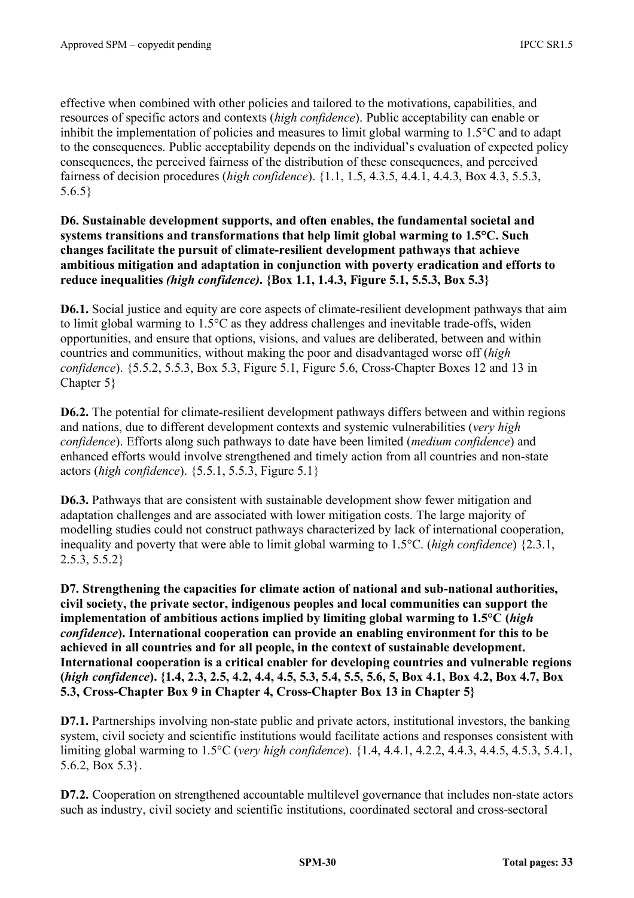effective when combined with other policies and tailored to the motivations, capabilities, and resources of specific actors and contexts (*high confidence*). Public acceptability can enable or inhibit the implementation of policies and measures to limit global warming to 1.5°C and to adapt to the consequences. Public acceptability depends on the individual's evaluation of expected policy consequences, the perceived fairness of the distribution of these consequences, and perceived fairness of decision procedures (*high confidence*). {1.1, 1.5, 4.3.5, 4.4.1, 4.4.3, Box 4.3, 5.5.3, 5.6.5}

**D6. Sustainable development supports, and often enables, the fundamental societal and systems transitions and transformations that help limit global warming to 1.5°C. Such changes facilitate the pursuit of climate-resilient development pathways that achieve ambitious mitigation and adaptation in conjunction with poverty eradication and efforts to reduce inequalities *(high confidence)*. {Box 1.1, 1.4.3, Figure 5.1, 5.5.3, Box 5.3}**

**D6.1.** Social justice and equity are core aspects of climate-resilient development pathways that aim to limit global warming to 1.5°C as they address challenges and inevitable trade-offs, widen opportunities, and ensure that options, visions, and values are deliberated, between and within countries and communities, without making the poor and disadvantaged worse off (*high confidence*). {5.5.2, 5.5.3, Box 5.3, Figure 5.1, Figure 5.6, Cross-Chapter Boxes 12 and 13 in Chapter 5}

**D6.2.** The potential for climate-resilient development pathways differs between and within regions and nations, due to different development contexts and systemic vulnerabilities (*very high confidence*). Efforts along such pathways to date have been limited (*medium confidence*) and enhanced efforts would involve strengthened and timely action from all countries and non-state actors (*high confidence*). {5.5.1, 5.5.3, Figure 5.1}

**D6.3.** Pathways that are consistent with sustainable development show fewer mitigation and adaptation challenges and are associated with lower mitigation costs. The large majority of modelling studies could not construct pathways characterized by lack of international cooperation, inequality and poverty that were able to limit global warming to 1.5°C. (*high confidence*) {2.3.1, 2.5.3, 5.5.2}

**D7. Strengthening the capacities for climate action of national and sub-national authorities, civil society, the private sector, indigenous peoples and local communities can support the implementation of ambitious actions implied by limiting global warming to 1.5°C (*high confidence*). International cooperation can provide an enabling environment for this to be achieved in all countries and for all people, in the context of sustainable development. International cooperation is a critical enabler for developing countries and vulnerable regions (*high confidence*). {1.4, 2.3, 2.5, 4.2, 4.4, 4.5, 5.3, 5.4, 5.5, 5.6, 5, Box 4.1, Box 4.2, Box 4.7, Box 5.3, Cross-Chapter Box 9 in Chapter 4, Cross-Chapter Box 13 in Chapter 5}**

**D7.1.** Partnerships involving non-state public and private actors, institutional investors, the banking system, civil society and scientific institutions would facilitate actions and responses consistent with limiting global warming to 1.5°C (*very high confidence*). {1.4, 4.4.1, 4.2.2, 4.4.3, 4.4.5, 4.5.3, 5.4.1, 5.6.2, Box 5.3}.

**D7.2.** Cooperation on strengthened accountable multilevel governance that includes non-state actors such as industry, civil society and scientific institutions, coordinated sectoral and cross-sectoral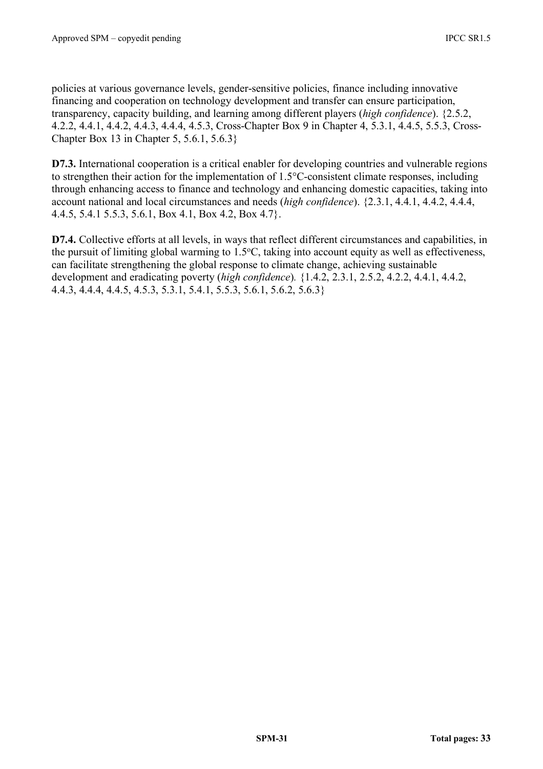policies at various governance levels, gender-sensitive policies, finance including innovative financing and cooperation on technology development and transfer can ensure participation, transparency, capacity building, and learning among different players (*high confidence*). {2.5.2, 4.2.2, 4.4.1, 4.4.2, 4.4.3, 4.4.4, 4.5.3, Cross-Chapter Box 9 in Chapter 4, 5.3.1, 4.4.5, 5.5.3, Cross-Chapter Box 13 in Chapter 5, 5.6.1, 5.6.3}

**D7.3.** International cooperation is a critical enabler for developing countries and vulnerable regions to strengthen their action for the implementation of 1.5°C-consistent climate responses, including through enhancing access to finance and technology and enhancing domestic capacities, taking into account national and local circumstances and needs (*high confidence*). {2.3.1, 4.4.1, 4.4.2, 4.4.4, 4.4.5, 5.4.1 5.5.3, 5.6.1, Box 4.1, Box 4.2, Box 4.7}.

**D7.4.** Collective efforts at all levels, in ways that reflect different circumstances and capabilities, in the pursuit of limiting global warming to 1.5°C, taking into account equity as well as effectiveness, can facilitate strengthening the global response to climate change, achieving sustainable development and eradicating poverty (*high confidence*). {1.4.2, 2.3.1, 2.5.2, 4.2.2, 4.4.1, 4.4.2, 4.4.3, 4.4.4, 4.4.5, 4.5.3, 5.3.1, 5.4.1, 5.5.3, 5.6.1, 5.6.2, 5.6.3}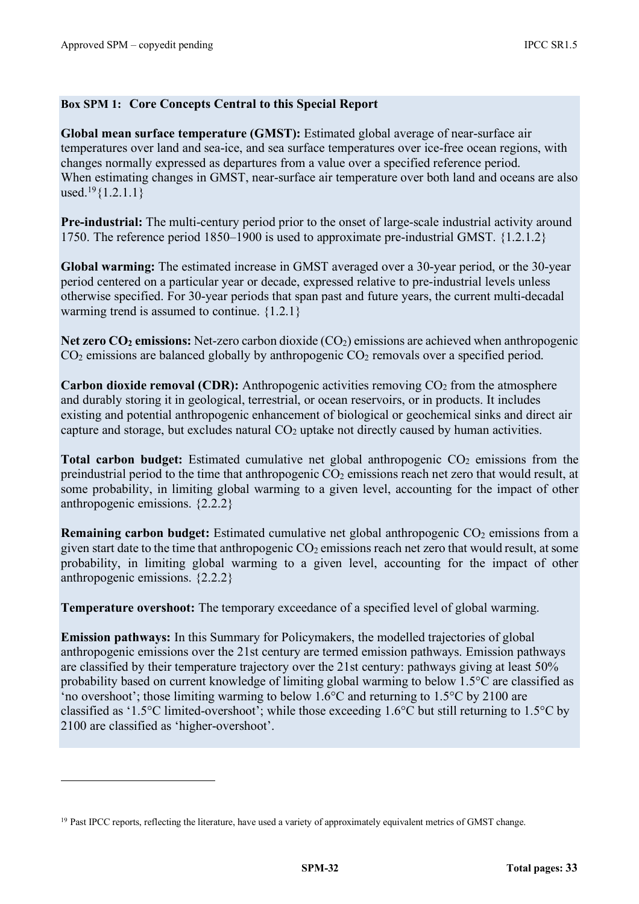**Box SPM 1: Core Concepts Central to this Special Report**

**Global mean surface temperature (GMST):** Estimated global average of near-surface air temperatures over land and sea-ice, and sea surface temperatures over ice-free ocean regions, with changes normally expressed as departures from a value over a specified reference period. When estimating changes in GMST, near-surface air temperature over both land and oceans are also used.[19] {1.2.1.1}

**Pre-industrial:** The multi-century period prior to the onset of large-scale industrial activity around 1750. The reference period 1850–1900 is used to approximate pre-industrial GMST. {1.2.1.2}

**Global warming:** The estimated increase in GMST averaged over a 30-year period, or the 30-year period centered on a particular year or decade, expressed relative to pre-industrial levels unless otherwise specified. For 30-year periods that span past and future years, the current multi-decadal warming trend is assumed to continue. {1.2.1}

**Net zero $CO_2$ emissions:** Net-zero carbon dioxide ($CO_2$) emissions are achieved when anthropogenic $CO_2$ emissions are balanced globally by anthropogenic $CO_2$ removals over a specified period.

**Carbon dioxide removal (CDR):** Anthropogenic activities removing $CO_2$ from the atmosphere and durably storing it in geological, terrestrial, or ocean reservoirs, or in products. It includes existing and potential anthropogenic enhancement of biological or geochemical sinks and direct air capture and storage, but excludes natural $CO_2$ uptake not directly caused by human activities.

**Total carbon budget:** Estimated cumulative net global anthropogenic $CO_2$ emissions from the preindustrial period to the time that anthropogenic $CO_2$ emissions reach net zero that would result, at some probability, in limiting global warming to a given level, accounting for the impact of other anthropogenic emissions. {2.2.2}

**Remaining carbon budget:** Estimated cumulative net global anthropogenic $CO_2$ emissions from a given start date to the time that anthropogenic $CO_2$ emissions reach net zero that would result, at some probability, in limiting global warming to a given level, accounting for the impact of other anthropogenic emissions. {2.2.2}

**Temperature overshoot:** The temporary exceedance of a specified level of global warming.

**Emission pathways:** In this Summary for Policymakers, the modelled trajectories of global anthropogenic emissions over the 21st century are termed emission pathways. Emission pathways are classified by their temperature trajectory over the 21st century: pathways giving at least 50% probability based on current knowledge of limiting global warming to below 1.5°C are classified as 'no overshoot'; those limiting warming to below 1.6°C and returning to 1.5°C by 2100 are classified as '1.5°C limited-overshoot'; while those exceeding 1.6°C but still returning to 1.5°C by 2100 are classified as 'higher-overshoot'.

---

[19] Past IPCC reports, reflecting the literature, have used a variety of approximately equivalent metrics of GMST change.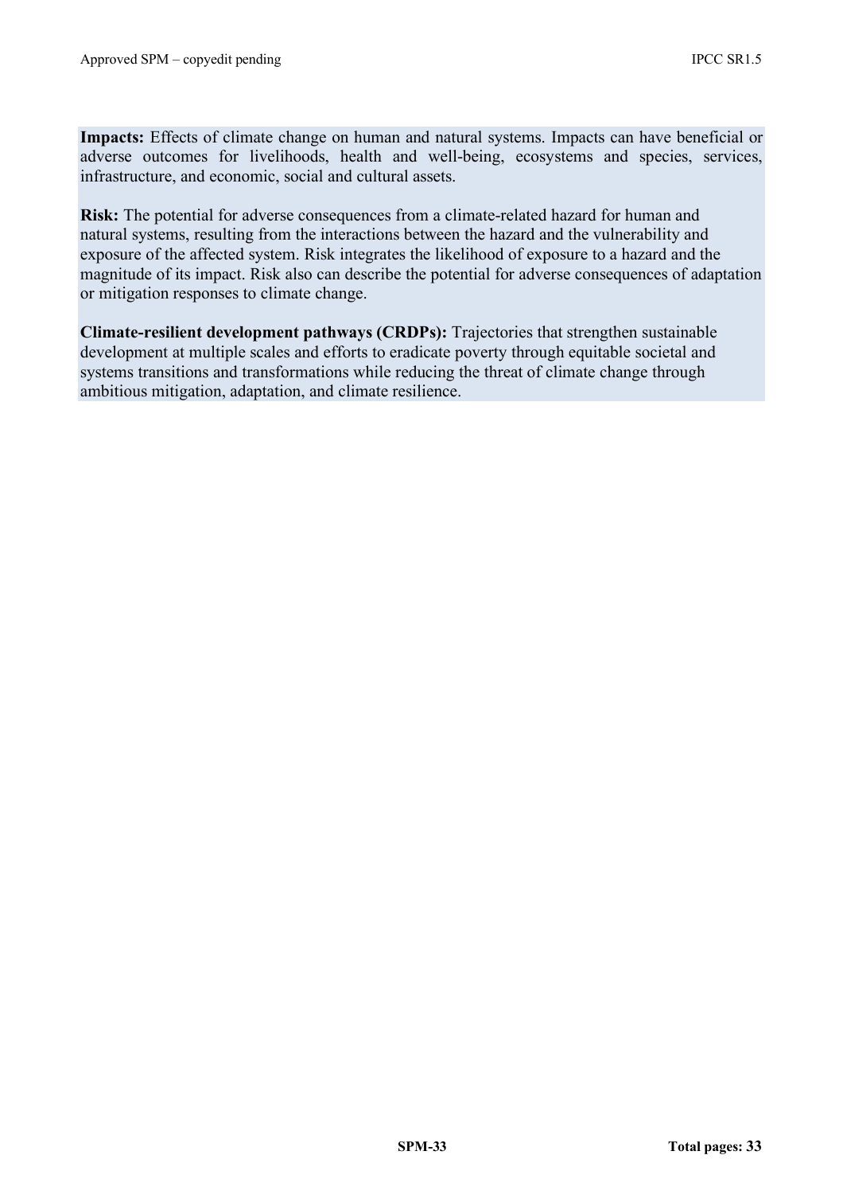**Impacts:** Effects of climate change on human and natural systems. Impacts can have beneficial or adverse outcomes for livelihoods, health and well-being, ecosystems and species, services, infrastructure, and economic, social and cultural assets.

**Risk:** The potential for adverse consequences from a climate-related hazard for human and natural systems, resulting from the interactions between the hazard and the vulnerability and exposure of the affected system. Risk integrates the likelihood of exposure to a hazard and the magnitude of its impact. Risk also can describe the potential for adverse consequences of adaptation or mitigation responses to climate change.

**Climate-resilient development pathways (CRDPs):** Trajectories that strengthen sustainable development at multiple scales and efforts to eradicate poverty through equitable societal and systems transitions and transformations while reducing the threat of climate change through ambitious mitigation, adaptation, and climate resilience.